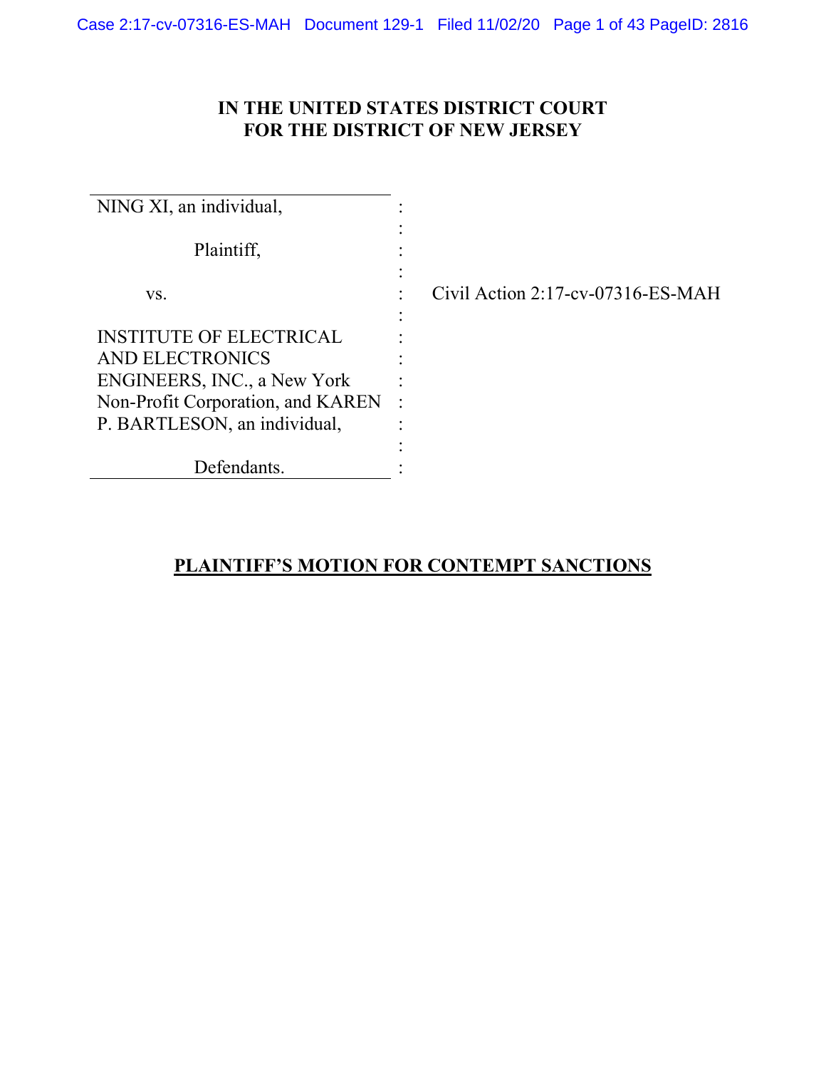**IN THE UNITED STATES DISTRICT COURT**
**FOR THE DISTRICT OF NEW JERSEY**

| | | |
|---|---|---|
| NING XI, an individual, | : | |
| | : | |
| Plaintiff, | : | |
| | : | |
| vs. | : | Civil Action 2:17-cv-07316-ES-MAH |
| | : | |
| INSTITUTE OF ELECTRICAL AND ELECTRONICS ENGINEERS, INC., a New York Non-Profit Corporation, and KAREN P. BARTLESON, an individual, | : | |
| | : | |
| Defendants. | : | |

**PLAINTIFF'S MOTION FOR CONTEMPT SANCTIONS**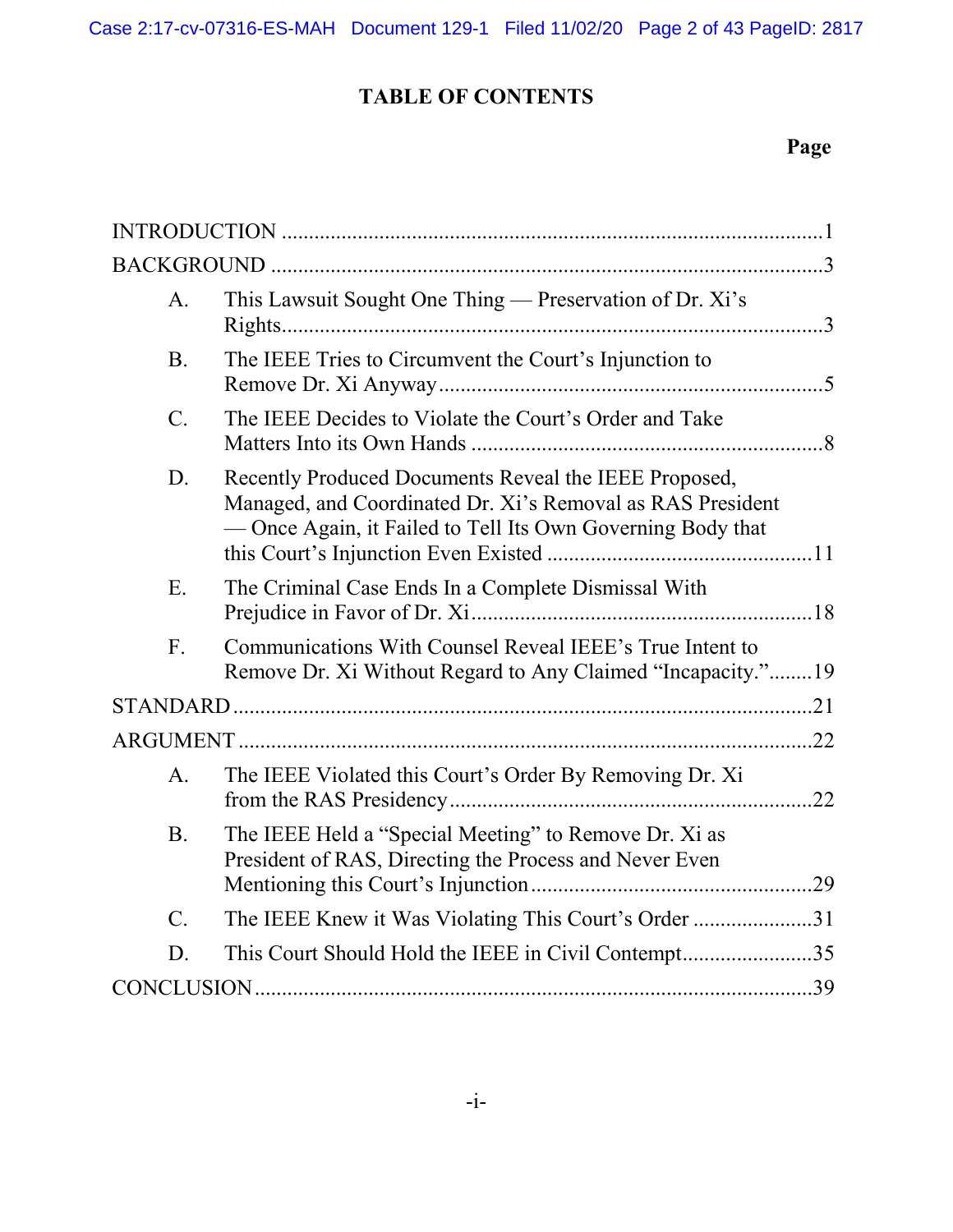# TABLE OF CONTENTS

**Page**

INTRODUCTION ....................................................................................................1

BACKGROUND ....................................................................................................3

- A. This Lawsuit Sought One Thing — Preservation of Dr. Xi's Rights.....................................................................................................3
- B. The IEEE Tries to Circumvent the Court's Injunction to Remove Dr. Xi Anyway.........................................................................5
- C. The IEEE Decides to Violate the Court's Order and Take Matters Into its Own Hands ...................................................................8
- D. Recently Produced Documents Reveal the IEEE Proposed, Managed, and Coordinated Dr. Xi's Removal as RAS President — Once Again, it Failed to Tell Its Own Governing Body that this Court's Injunction Even Existed ..................................................11
- E. The Criminal Case Ends In a Complete Dismissal With Prejudice in Favor of Dr. Xi................................................................18
- F. Communications With Counsel Reveal IEEE's True Intent to Remove Dr. Xi Without Regard to Any Claimed "Incapacity."........19

STANDARD.........................................................................................................21

ARGUMENT .......................................................................................................22

- A. The IEEE Violated this Court's Order By Removing Dr. Xi from the RAS Presidency.....................................................................22
- B. The IEEE Held a "Special Meeting" to Remove Dr. Xi as President of RAS, Directing the Process and Never Even Mentioning this Court's Injunction.....................................................29
- C. The IEEE Knew it Was Violating This Court's Order ......................31
- D. This Court Should Hold the IEEE in Civil Contempt........................35

CONCLUSION.....................................................................................................39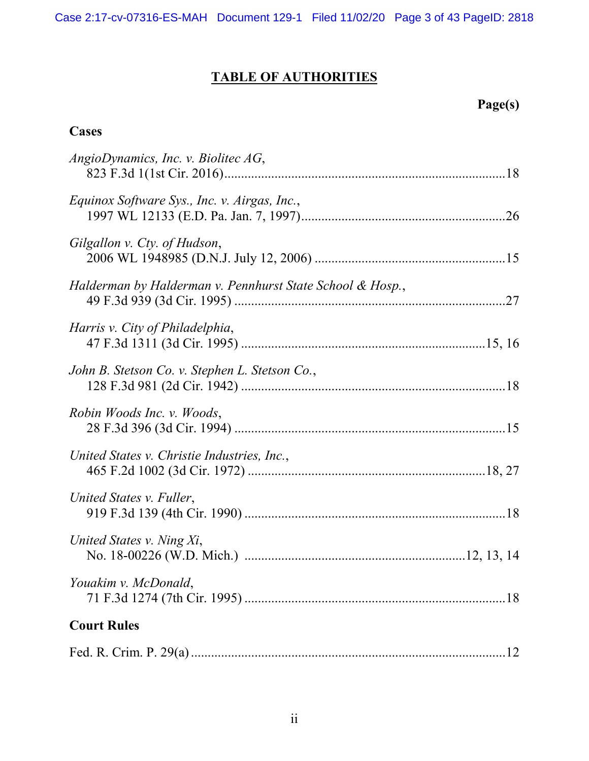# TABLE OF AUTHORITIES

**Page(s)**

## Cases

*AngioDynamics, Inc. v. Biolitec AG*,
823 F.3d 1(1st Cir. 2016)....................................................................................18

*Equinox Software Sys., Inc. v. Airgas, Inc.*,
1997 WL 12133 (E.D. Pa. Jan. 7, 1997)............................................................26

*Gilgallon v. Cty. of Hudson*,
2006 WL 1948985 (D.N.J. July 12, 2006) ........................................................15

*Halderman by Halderman v. Pennhurst State School & Hosp.*,
49 F.3d 939 (3d Cir. 1995) ................................................................................27

*Harris v. City of Philadelphia*,
47 F.3d 1311 (3d Cir. 1995) .......................................................................15, 16

*John B. Stetson Co. v. Stephen L. Stetson Co.*,
128 F.3d 981 (2d Cir. 1942) ..............................................................................18

*Robin Woods Inc. v. Woods*,
28 F.3d 396 (3d Cir. 1994) ................................................................................15

*United States v. Christie Industries, Inc.*,
465 F.2d 1002 (3d Cir. 1972) .....................................................................18, 27

*United States v. Fuller*,
919 F.3d 139 (4th Cir. 1990) .............................................................................18

*United States v. Ning Xi*,
No. 18-00226 (W.D. Mich.) ...............................................................12, 13, 14

*Youakim v. McDonald*,
71 F.3d 1274 (7th Cir. 1995) .............................................................................18

## Court Rules

Fed. R. Crim. P. 29(a) ............................................................................................12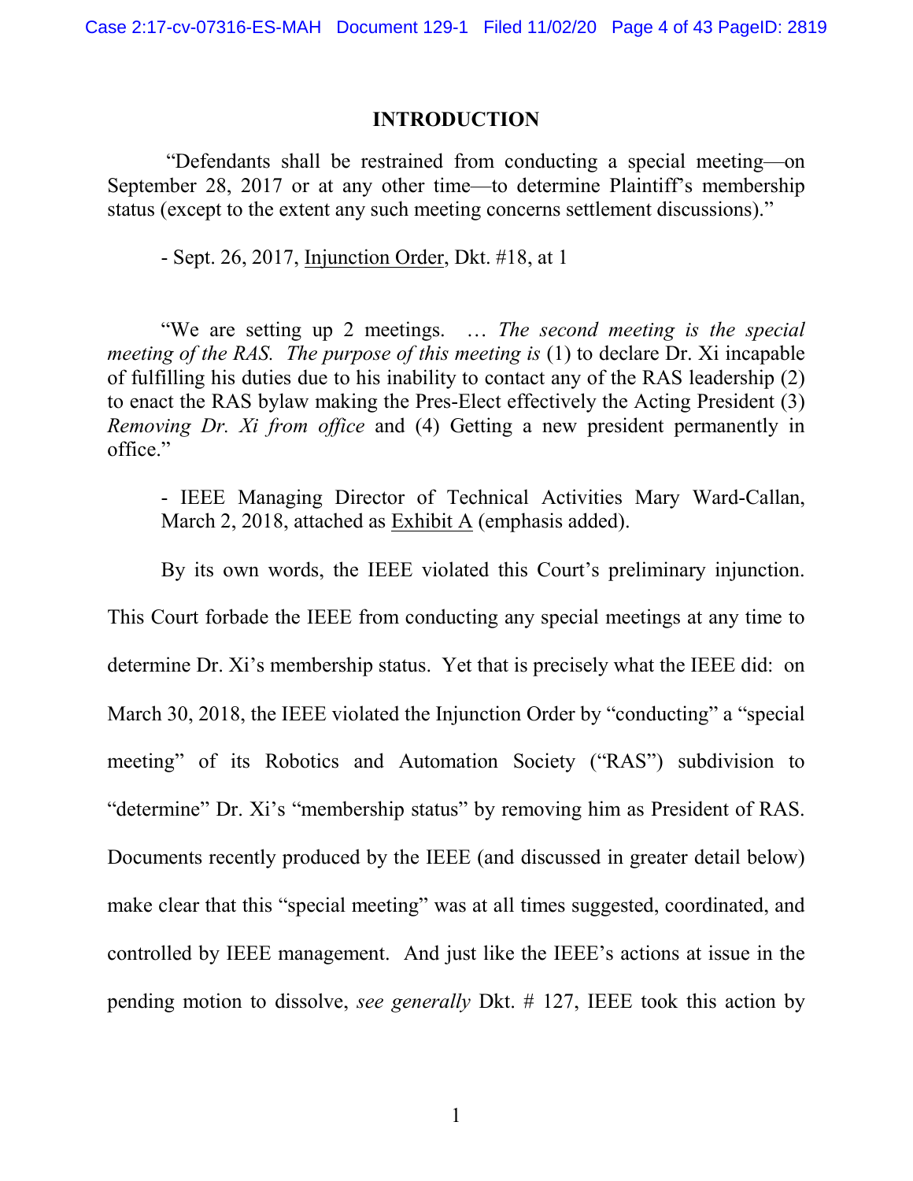## INTRODUCTION

"Defendants shall be restrained from conducting a special meeting—on September 28, 2017 or at any other time—to determine Plaintiff's membership status (except to the extent any such meeting concerns settlement discussions)."

- Sept. 26, 2017, Injunction Order, Dkt. #18, at 1

"We are setting up 2 meetings. … *The second meeting is the special meeting of the RAS. The purpose of this meeting is* (1) to declare Dr. Xi incapable of fulfilling his duties due to his inability to contact any of the RAS leadership (2) to enact the RAS bylaw making the Pres-Elect effectively the Acting President (3) *Removing Dr. Xi from office* and (4) Getting a new president permanently in office."

- IEEE Managing Director of Technical Activities Mary Ward-Callan, March 2, 2018, attached as Exhibit A (emphasis added).

By its own words, the IEEE violated this Court's preliminary injunction. This Court forbade the IEEE from conducting any special meetings at any time to determine Dr. Xi's membership status. Yet that is precisely what the IEEE did: on March 30, 2018, the IEEE violated the Injunction Order by "conducting" a "special meeting" of its Robotics and Automation Society ("RAS") subdivision to "determine" Dr. Xi's "membership status" by removing him as President of RAS. Documents recently produced by the IEEE (and discussed in greater detail below) make clear that this "special meeting" was at all times suggested, coordinated, and controlled by IEEE management. And just like the IEEE's actions at issue in the pending motion to dissolve, *see generally* Dkt. # 127, IEEE took this action by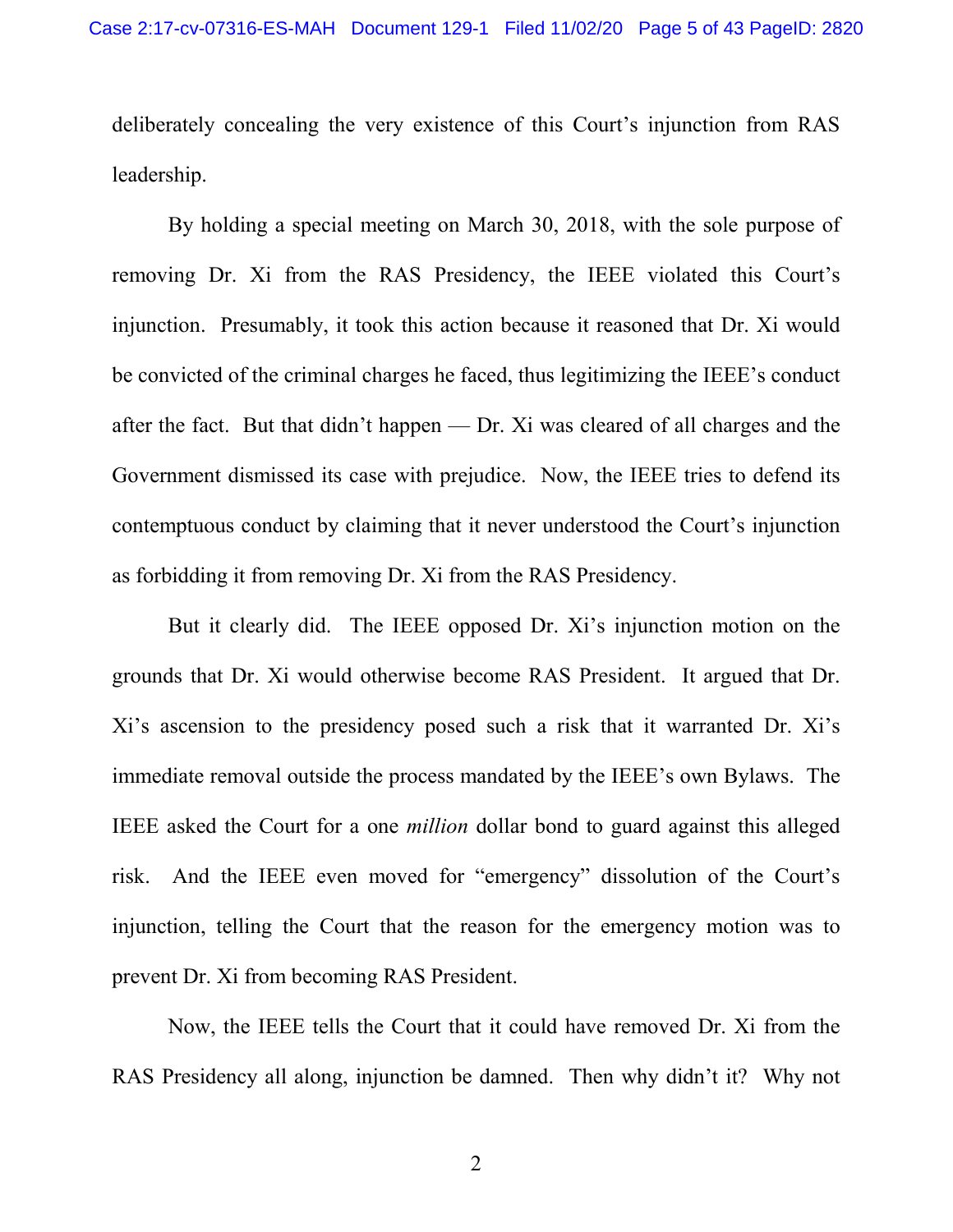deliberately concealing the very existence of this Court's injunction from RAS leadership.

By holding a special meeting on March 30, 2018, with the sole purpose of removing Dr. Xi from the RAS Presidency, the IEEE violated this Court's injunction. Presumably, it took this action because it reasoned that Dr. Xi would be convicted of the criminal charges he faced, thus legitimizing the IEEE's conduct after the fact. But that didn't happen — Dr. Xi was cleared of all charges and the Government dismissed its case with prejudice. Now, the IEEE tries to defend its contemptuous conduct by claiming that it never understood the Court's injunction as forbidding it from removing Dr. Xi from the RAS Presidency.

But it clearly did. The IEEE opposed Dr. Xi's injunction motion on the grounds that Dr. Xi would otherwise become RAS President. It argued that Dr. Xi's ascension to the presidency posed such a risk that it warranted Dr. Xi's immediate removal outside the process mandated by the IEEE's own Bylaws. The IEEE asked the Court for a one *million* dollar bond to guard against this alleged risk. And the IEEE even moved for "emergency" dissolution of the Court's injunction, telling the Court that the reason for the emergency motion was to prevent Dr. Xi from becoming RAS President.

Now, the IEEE tells the Court that it could have removed Dr. Xi from the RAS Presidency all along, injunction be damned. Then why didn't it? Why not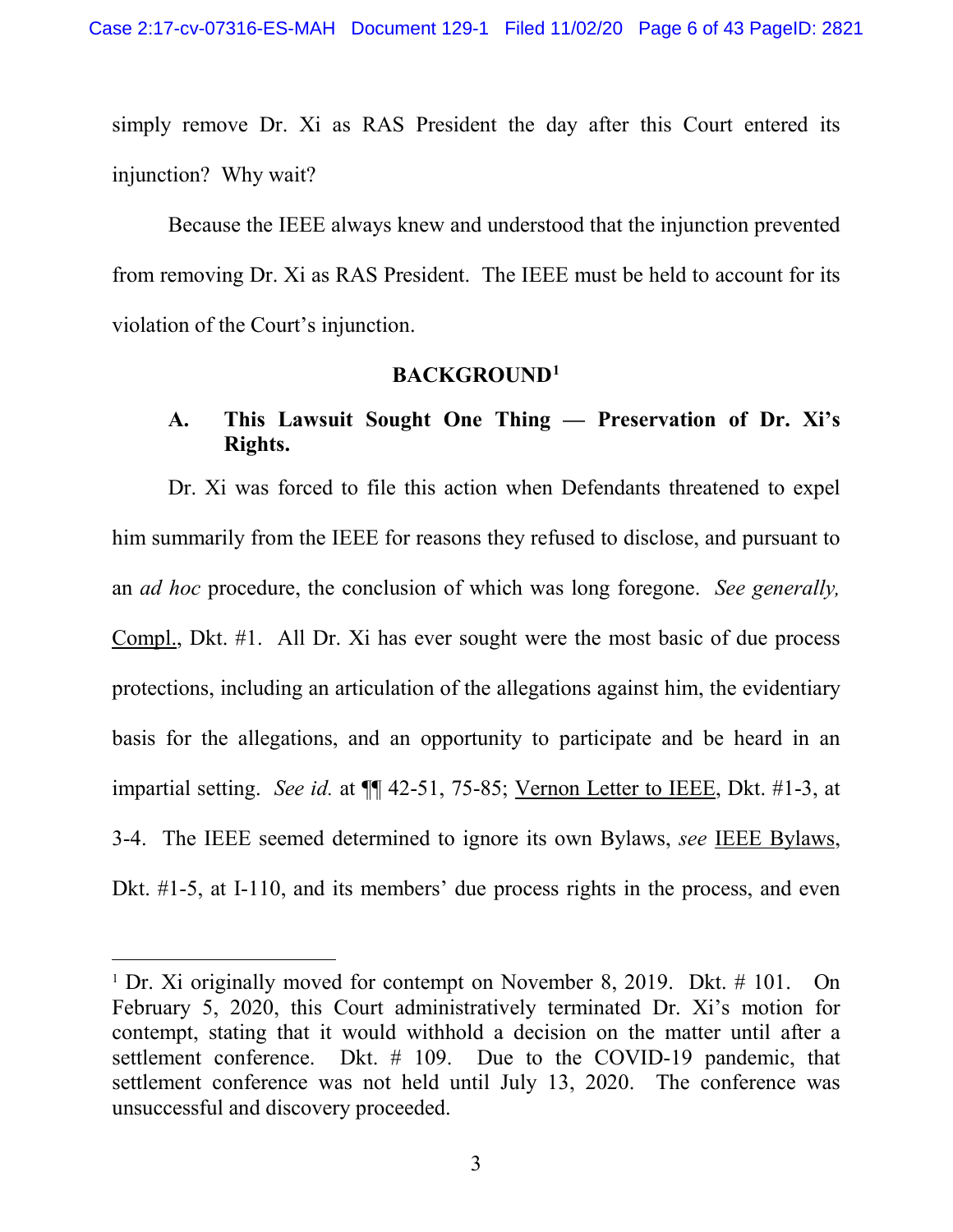simply remove Dr. Xi as RAS President the day after this Court entered its injunction? Why wait?

Because the IEEE always knew and understood that the injunction prevented from removing Dr. Xi as RAS President. The IEEE must be held to account for its violation of the Court's injunction.

## BACKGROUND[1]

### A. This Lawsuit Sought One Thing — Preservation of Dr. Xi's Rights.

Dr. Xi was forced to file this action when Defendants threatened to expel him summarily from the IEEE for reasons they refused to disclose, and pursuant to an *ad hoc* procedure, the conclusion of which was long foregone. *See generally,* Compl., Dkt. #1. All Dr. Xi has ever sought were the most basic of due process protections, including an articulation of the allegations against him, the evidentiary basis for the allegations, and an opportunity to participate and be heard in an impartial setting. *See id.* at ¶¶ 42-51, 75-85; Vernon Letter to IEEE, Dkt. #1-3, at 3-4. The IEEE seemed determined to ignore its own Bylaws, *see* IEEE Bylaws, Dkt. #1-5, at I-110, and its members' due process rights in the process, and even

---

[1] Dr. Xi originally moved for contempt on November 8, 2019. Dkt. # 101. On February 5, 2020, this Court administratively terminated Dr. Xi's motion for contempt, stating that it would withhold a decision on the matter until after a settlement conference. Dkt. # 109. Due to the COVID-19 pandemic, that settlement conference was not held until July 13, 2020. The conference was unsuccessful and discovery proceeded.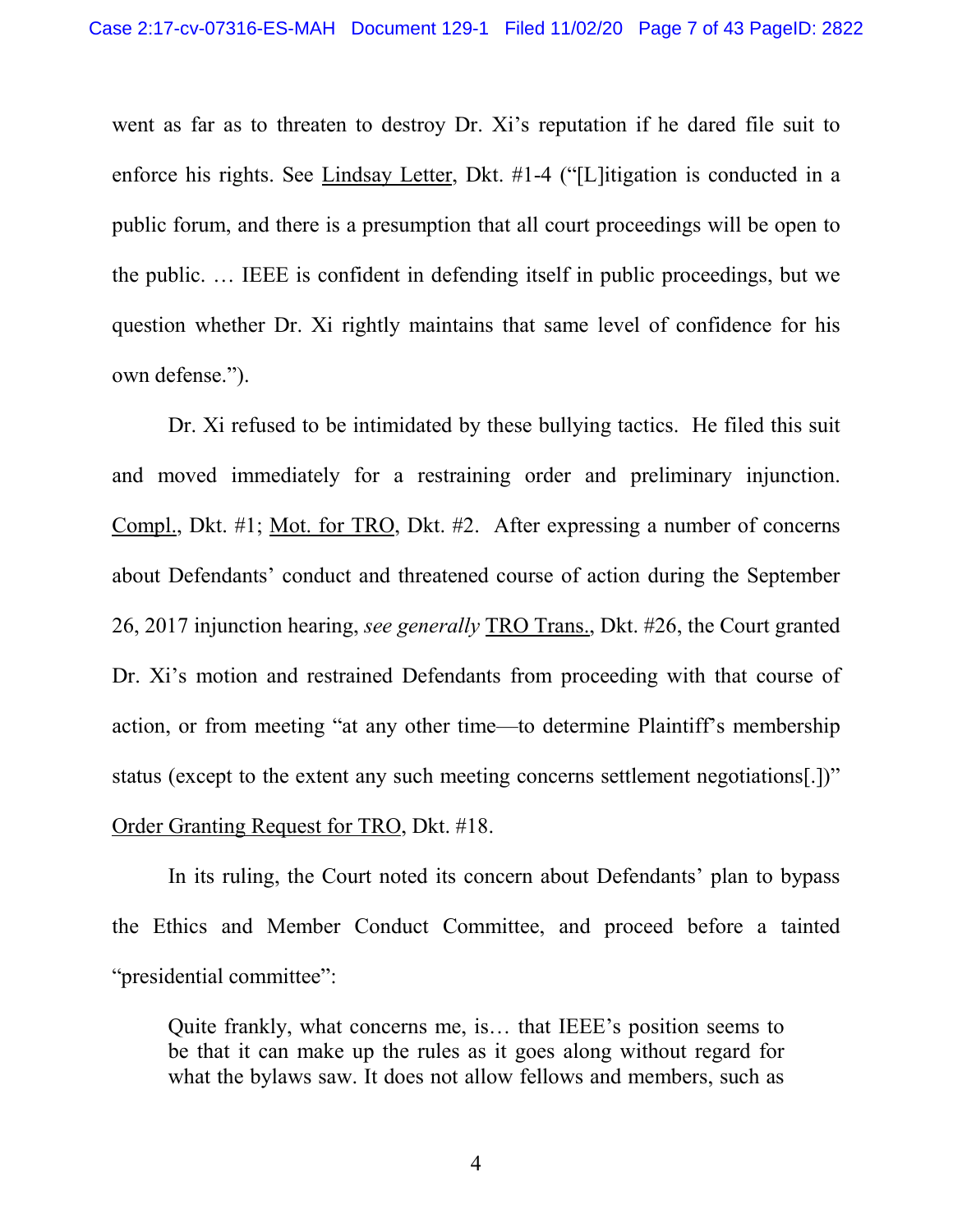went as far as to threaten to destroy Dr. Xi's reputation if he dared file suit to enforce his rights. See Lindsay Letter, Dkt. #1-4 ("[L]itigation is conducted in a public forum, and there is a presumption that all court proceedings will be open to the public. … IEEE is confident in defending itself in public proceedings, but we question whether Dr. Xi rightly maintains that same level of confidence for his own defense.").

Dr. Xi refused to be intimidated by these bullying tactics. He filed this suit and moved immediately for a restraining order and preliminary injunction. Compl., Dkt. #1; Mot. for TRO, Dkt. #2. After expressing a number of concerns about Defendants' conduct and threatened course of action during the September 26, 2017 injunction hearing, *see generally* TRO Trans., Dkt. #26, the Court granted Dr. Xi's motion and restrained Defendants from proceeding with that course of action, or from meeting "at any other time—to determine Plaintiff's membership status (except to the extent any such meeting concerns settlement negotiations[.])" Order Granting Request for TRO, Dkt. #18.

In its ruling, the Court noted its concern about Defendants' plan to bypass the Ethics and Member Conduct Committee, and proceed before a tainted "presidential committee":

> Quite frankly, what concerns me, is… that IEEE's position seems to be that it can make up the rules as it goes along without regard for what the bylaws saw. It does not allow fellows and members, such as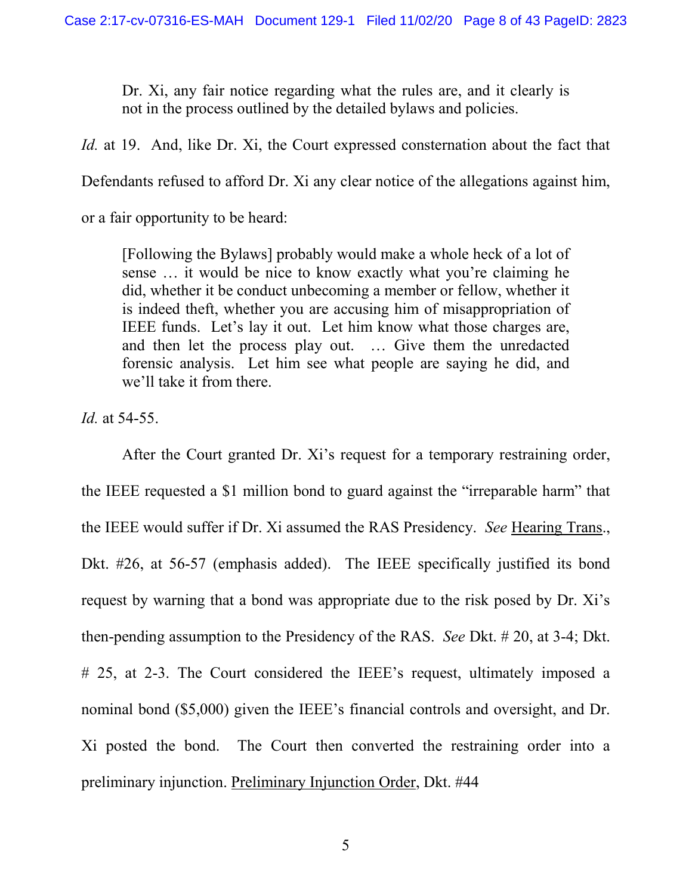> Dr. Xi, any fair notice regarding what the rules are, and it clearly is not in the process outlined by the detailed bylaws and policies.

*Id.* at 19. And, like Dr. Xi, the Court expressed consternation about the fact that Defendants refused to afford Dr. Xi any clear notice of the allegations against him, or a fair opportunity to be heard:

> [Following the Bylaws] probably would make a whole heck of a lot of sense … it would be nice to know exactly what you're claiming he did, whether it be conduct unbecoming a member or fellow, whether it is indeed theft, whether you are accusing him of misappropriation of IEEE funds. Let's lay it out. Let him know what those charges are, and then let the process play out. … Give them the unredacted forensic analysis. Let him see what people are saying he did, and we'll take it from there.

*Id.* at 54-55.

After the Court granted Dr. Xi's request for a temporary restraining order, the IEEE requested a $1 million bond to guard against the "irreparable harm" that the IEEE would suffer if Dr. Xi assumed the RAS Presidency. *See* Hearing Trans., Dkt. #26, at 56-57 (emphasis added). The IEEE specifically justified its bond request by warning that a bond was appropriate due to the risk posed by Dr. Xi's then-pending assumption to the Presidency of the RAS. *See* Dkt. # 20, at 3-4; Dkt. # 25, at 2-3. The Court considered the IEEE's request, ultimately imposed a nominal bond ($5,000) given the IEEE's financial controls and oversight, and Dr. Xi posted the bond. The Court then converted the restraining order into a preliminary injunction. Preliminary Injunction Order, Dkt. #44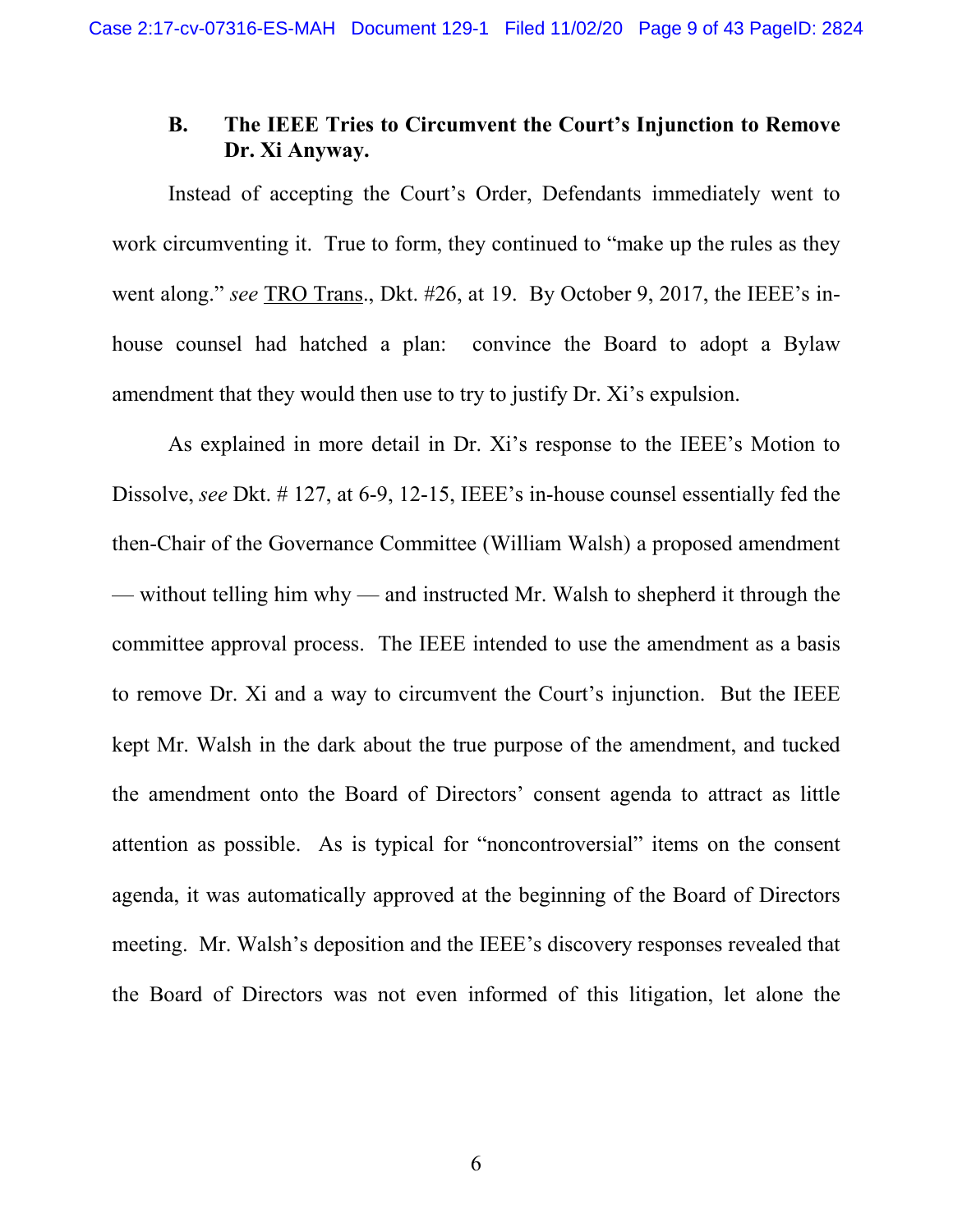### B. The IEEE Tries to Circumvent the Court's Injunction to Remove Dr. Xi Anyway.

Instead of accepting the Court's Order, Defendants immediately went to work circumventing it. True to form, they continued to "make up the rules as they went along." *see* TRO Trans., Dkt. #26, at 19. By October 9, 2017, the IEEE's in-house counsel had hatched a plan: convince the Board to adopt a Bylaw amendment that they would then use to try to justify Dr. Xi's expulsion.

As explained in more detail in Dr. Xi's response to the IEEE's Motion to Dissolve, *see* Dkt. # 127, at 6-9, 12-15, IEEE's in-house counsel essentially fed the then-Chair of the Governance Committee (William Walsh) a proposed amendment — without telling him why — and instructed Mr. Walsh to shepherd it through the committee approval process. The IEEE intended to use the amendment as a basis to remove Dr. Xi and a way to circumvent the Court's injunction. But the IEEE kept Mr. Walsh in the dark about the true purpose of the amendment, and tucked the amendment onto the Board of Directors' consent agenda to attract as little attention as possible. As is typical for "noncontroversial" items on the consent agenda, it was automatically approved at the beginning of the Board of Directors meeting. Mr. Walsh's deposition and the IEEE's discovery responses revealed that the Board of Directors was not even informed of this litigation, let alone the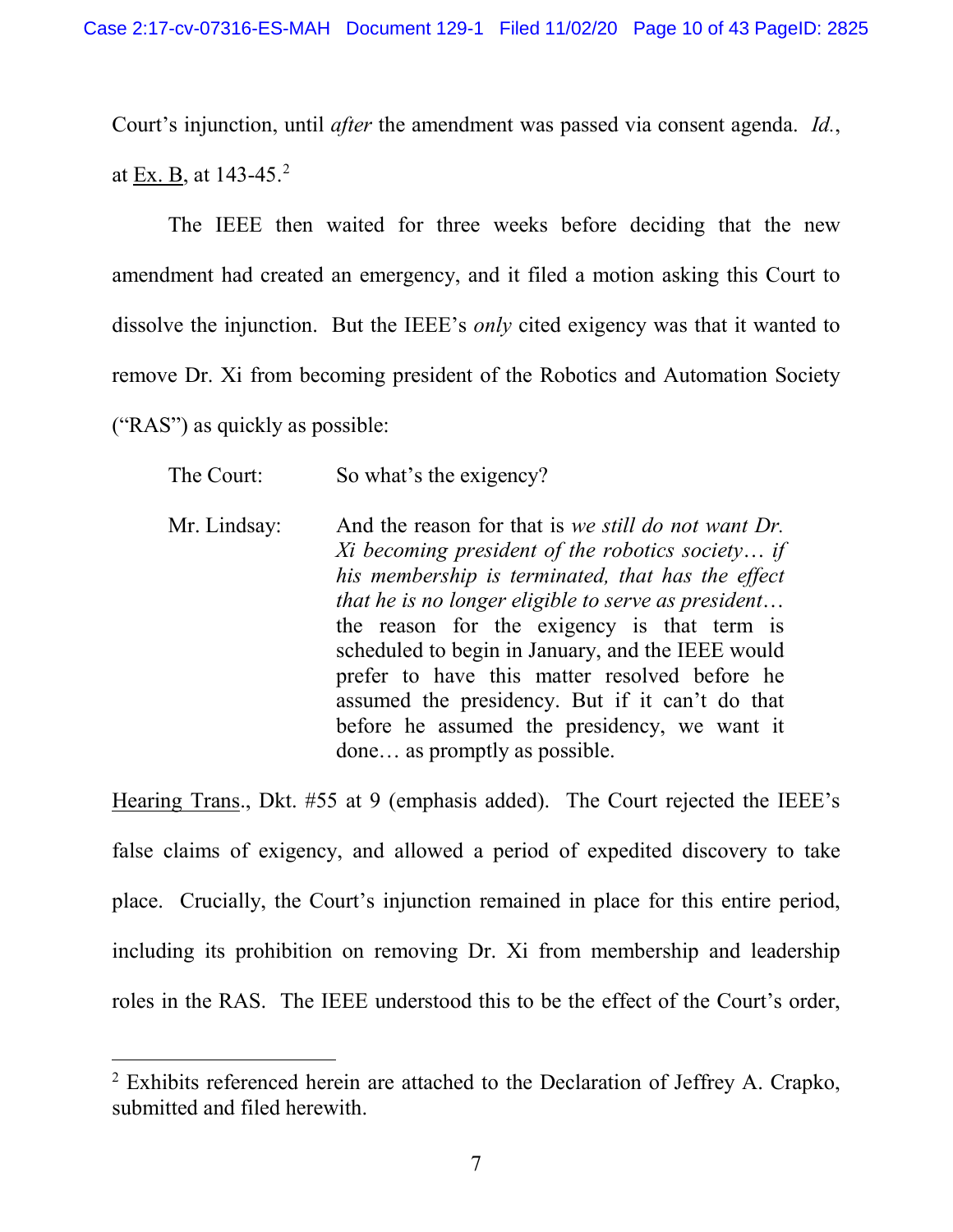Court's injunction, until *after* the amendment was passed via consent agenda. *Id.*, at Ex. B, at 143-45.[2]

The IEEE then waited for three weeks before deciding that the new amendment had created an emergency, and it filed a motion asking this Court to dissolve the injunction. But the IEEE's *only* cited exigency was that it wanted to remove Dr. Xi from becoming president of the Robotics and Automation Society ("RAS") as quickly as possible:

> The Court: So what's the exigency?
>
> Mr. Lindsay: And the reason for that is *we still do not want Dr. Xi becoming president of the robotics society… if his membership is terminated, that has the effect that he is no longer eligible to serve as president…* the reason for the exigency is that term is scheduled to begin in January, and the IEEE would prefer to have this matter resolved before he assumed the presidency. But if it can't do that before he assumed the presidency, we want it done… as promptly as possible.

Hearing Trans., Dkt. #55 at 9 (emphasis added). The Court rejected the IEEE's false claims of exigency, and allowed a period of expedited discovery to take place. Crucially, the Court's injunction remained in place for this entire period, including its prohibition on removing Dr. Xi from membership and leadership roles in the RAS. The IEEE understood this to be the effect of the Court's order,

[2] Exhibits referenced herein are attached to the Declaration of Jeffrey A. Crapko, submitted and filed herewith.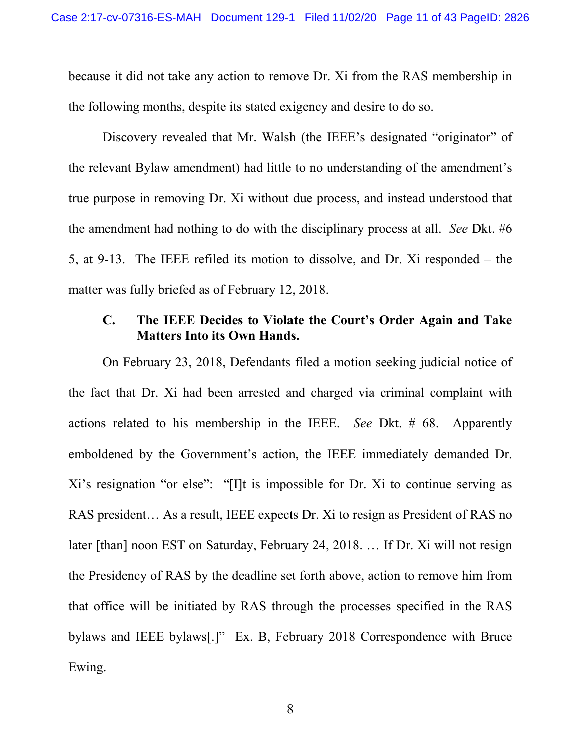because it did not take any action to remove Dr. Xi from the RAS membership in the following months, despite its stated exigency and desire to do so.

Discovery revealed that Mr. Walsh (the IEEE's designated "originator" of the relevant Bylaw amendment) had little to no understanding of the amendment's true purpose in removing Dr. Xi without due process, and instead understood that the amendment had nothing to do with the disciplinary process at all. *See* Dkt. #6 5, at 9-13. The IEEE refiled its motion to dissolve, and Dr. Xi responded – the matter was fully briefed as of February 12, 2018.

### C. The IEEE Decides to Violate the Court's Order Again and Take Matters Into its Own Hands.

On February 23, 2018, Defendants filed a motion seeking judicial notice of the fact that Dr. Xi had been arrested and charged via criminal complaint with actions related to his membership in the IEEE. *See* Dkt. # 68. Apparently emboldened by the Government's action, the IEEE immediately demanded Dr. Xi's resignation "or else": "[I]t is impossible for Dr. Xi to continue serving as RAS president… As a result, IEEE expects Dr. Xi to resign as President of RAS no later [than] noon EST on Saturday, February 24, 2018. … If Dr. Xi will not resign the Presidency of RAS by the deadline set forth above, action to remove him from that office will be initiated by RAS through the processes specified in the RAS bylaws and IEEE bylaws[.]" Ex. B, February 2018 Correspondence with Bruce Ewing.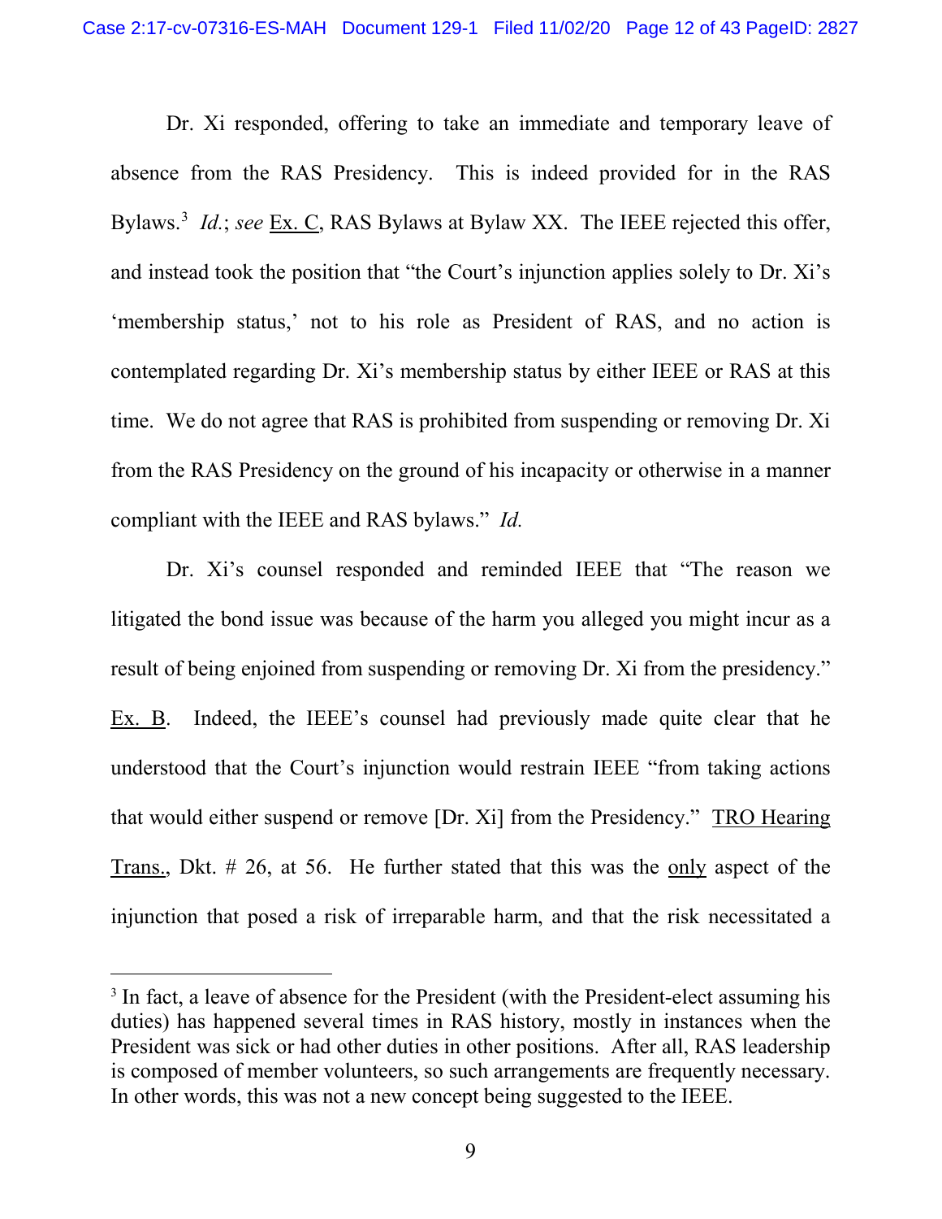Dr. Xi responded, offering to take an immediate and temporary leave of absence from the RAS Presidency. This is indeed provided for in the RAS Bylaws.[3] *Id.*; *see* Ex. C, RAS Bylaws at Bylaw XX. The IEEE rejected this offer, and instead took the position that "the Court's injunction applies solely to Dr. Xi's 'membership status,' not to his role as President of RAS, and no action is contemplated regarding Dr. Xi's membership status by either IEEE or RAS at this time. We do not agree that RAS is prohibited from suspending or removing Dr. Xi from the RAS Presidency on the ground of his incapacity or otherwise in a manner compliant with the IEEE and RAS bylaws." *Id.*

Dr. Xi's counsel responded and reminded IEEE that "The reason we litigated the bond issue was because of the harm you alleged you might incur as a result of being enjoined from suspending or removing Dr. Xi from the presidency." Ex. B. Indeed, the IEEE's counsel had previously made quite clear that he understood that the Court's injunction would restrain IEEE "from taking actions that would either suspend or remove [Dr. Xi] from the Presidency." TRO Hearing Trans., Dkt. # 26, at 56. He further stated that this was the only aspect of the injunction that posed a risk of irreparable harm, and that the risk necessitated a

[3] In fact, a leave of absence for the President (with the President-elect assuming his duties) has happened several times in RAS history, mostly in instances when the President was sick or had other duties in other positions. After all, RAS leadership is composed of member volunteers, so such arrangements are frequently necessary. In other words, this was not a new concept being suggested to the IEEE.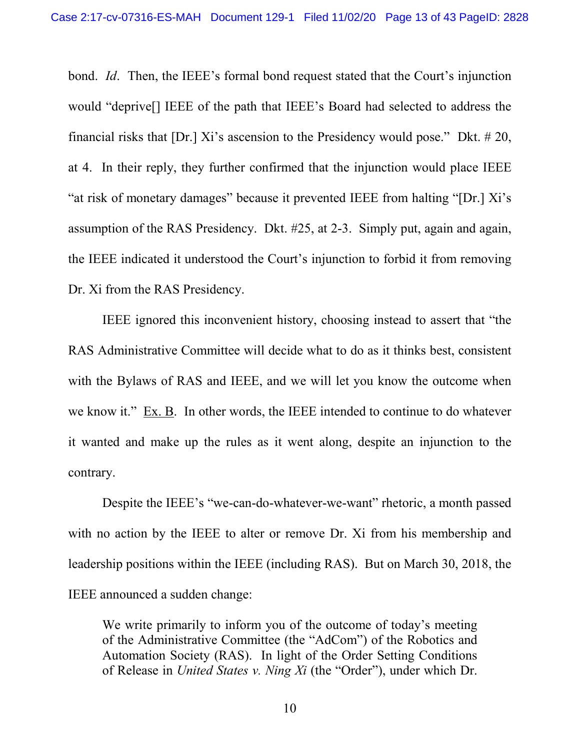bond. *Id*. Then, the IEEE's formal bond request stated that the Court's injunction would "deprive[] IEEE of the path that IEEE's Board had selected to address the financial risks that [Dr.] Xi's ascension to the Presidency would pose." Dkt. # 20, at 4. In their reply, they further confirmed that the injunction would place IEEE "at risk of monetary damages" because it prevented IEEE from halting "[Dr.] Xi's assumption of the RAS Presidency. Dkt. #25, at 2-3. Simply put, again and again, the IEEE indicated it understood the Court's injunction to forbid it from removing Dr. Xi from the RAS Presidency.

IEEE ignored this inconvenient history, choosing instead to assert that "the RAS Administrative Committee will decide what to do as it thinks best, consistent with the Bylaws of RAS and IEEE, and we will let you know the outcome when we know it." Ex. B. In other words, the IEEE intended to continue to do whatever it wanted and make up the rules as it went along, despite an injunction to the contrary.

Despite the IEEE's "we-can-do-whatever-we-want" rhetoric, a month passed with no action by the IEEE to alter or remove Dr. Xi from his membership and leadership positions within the IEEE (including RAS). But on March 30, 2018, the IEEE announced a sudden change:

> We write primarily to inform you of the outcome of today's meeting of the Administrative Committee (the "AdCom") of the Robotics and Automation Society (RAS). In light of the Order Setting Conditions of Release in *United States v. Ning Xi* (the "Order"), under which Dr.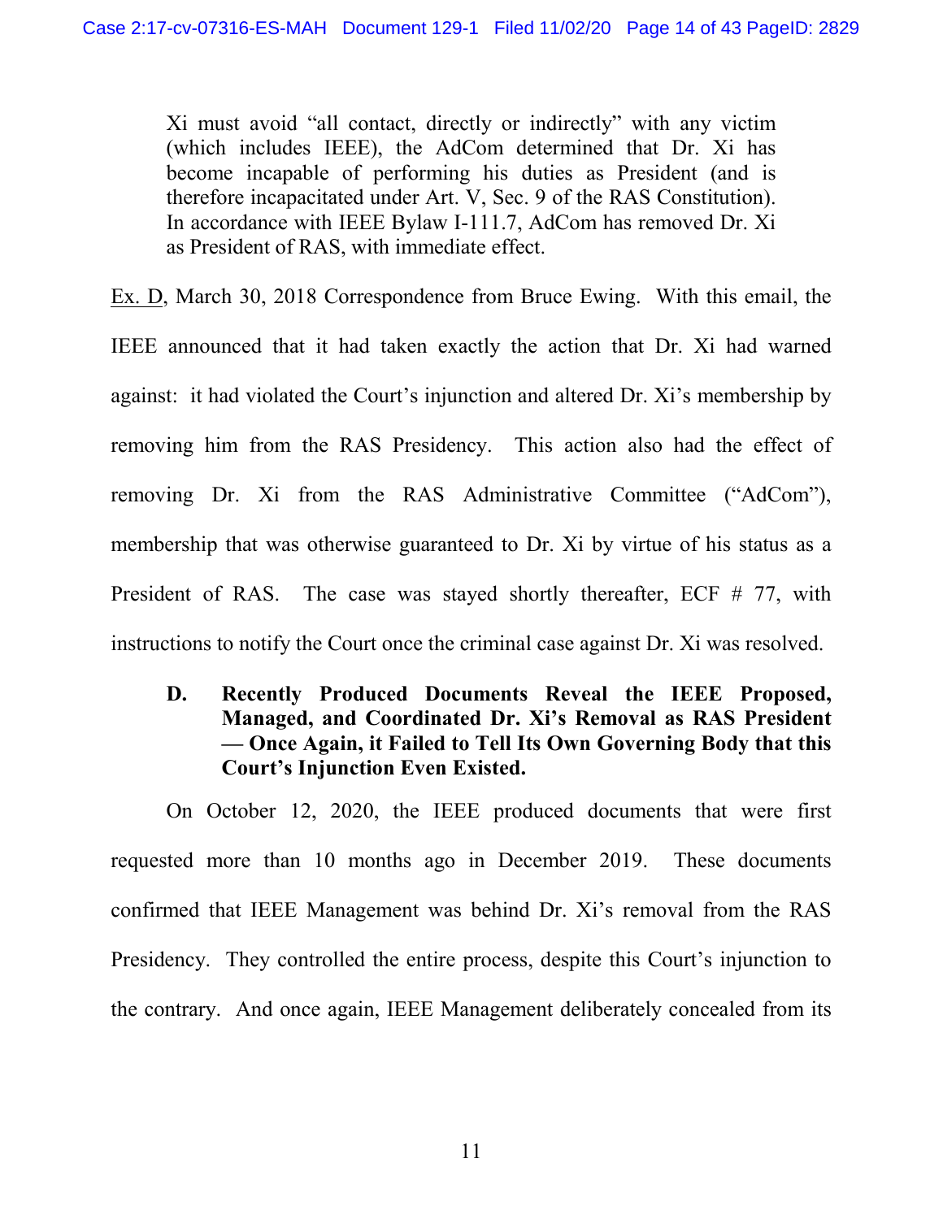> Xi must avoid "all contact, directly or indirectly" with any victim (which includes IEEE), the AdCom determined that Dr. Xi has become incapable of performing his duties as President (and is therefore incapacitated under Art. V, Sec. 9 of the RAS Constitution). In accordance with IEEE Bylaw I-111.7, AdCom has removed Dr. Xi as President of RAS, with immediate effect.

Ex. D, March 30, 2018 Correspondence from Bruce Ewing. With this email, the IEEE announced that it had taken exactly the action that Dr. Xi had warned against: it had violated the Court's injunction and altered Dr. Xi's membership by removing him from the RAS Presidency. This action also had the effect of removing Dr. Xi from the RAS Administrative Committee ("AdCom"), membership that was otherwise guaranteed to Dr. Xi by virtue of his status as a President of RAS. The case was stayed shortly thereafter, ECF # 77, with instructions to notify the Court once the criminal case against Dr. Xi was resolved.

### D. Recently Produced Documents Reveal the IEEE Proposed, Managed, and Coordinated Dr. Xi's Removal as RAS President — Once Again, it Failed to Tell Its Own Governing Body that this Court's Injunction Even Existed.

On October 12, 2020, the IEEE produced documents that were first requested more than 10 months ago in December 2019. These documents confirmed that IEEE Management was behind Dr. Xi's removal from the RAS Presidency. They controlled the entire process, despite this Court's injunction to the contrary. And once again, IEEE Management deliberately concealed from its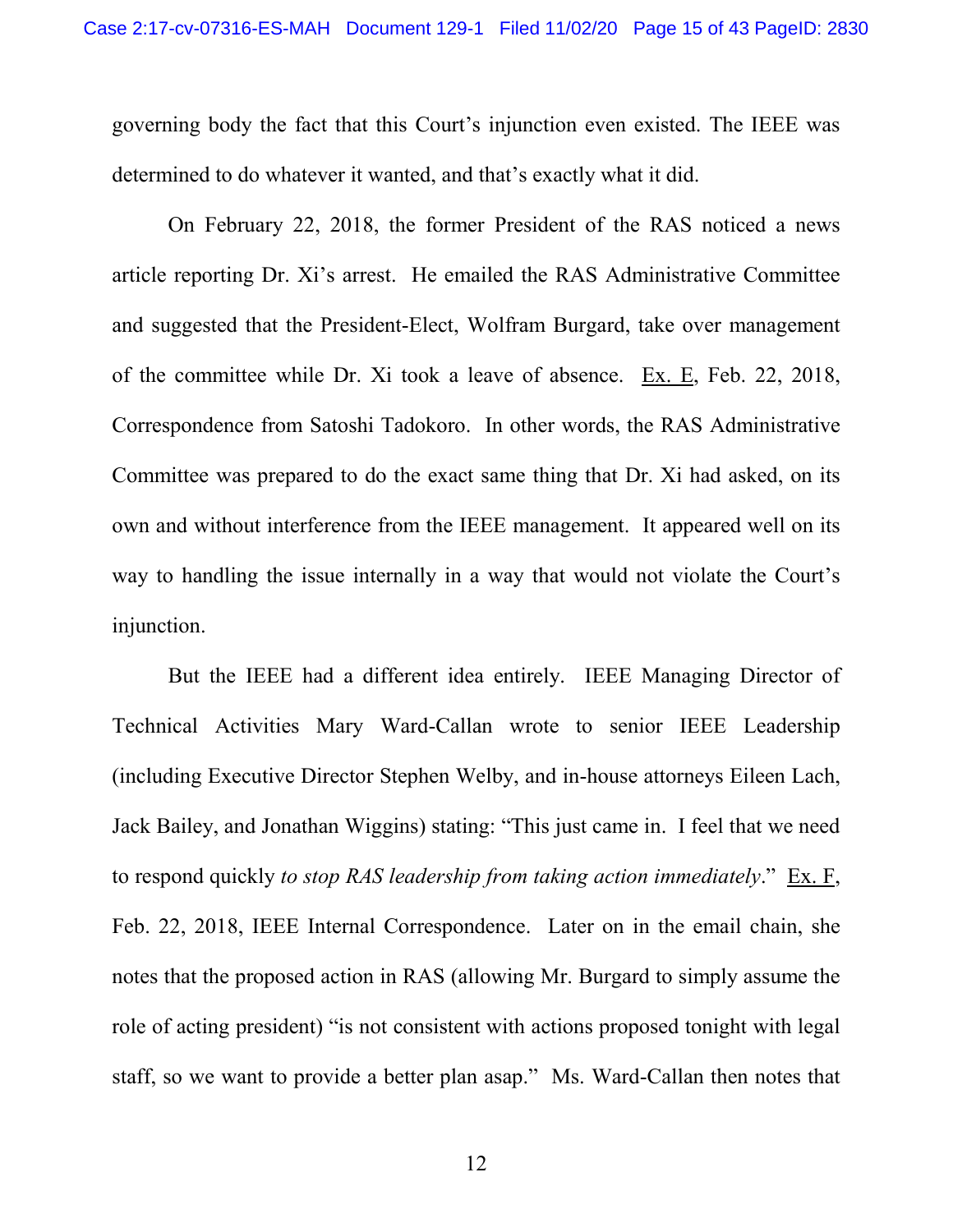governing body the fact that this Court's injunction even existed. The IEEE was determined to do whatever it wanted, and that's exactly what it did.

On February 22, 2018, the former President of the RAS noticed a news article reporting Dr. Xi's arrest. He emailed the RAS Administrative Committee and suggested that the President-Elect, Wolfram Burgard, take over management of the committee while Dr. Xi took a leave of absence. Ex. E, Feb. 22, 2018, Correspondence from Satoshi Tadokoro. In other words, the RAS Administrative Committee was prepared to do the exact same thing that Dr. Xi had asked, on its own and without interference from the IEEE management. It appeared well on its way to handling the issue internally in a way that would not violate the Court's injunction.

But the IEEE had a different idea entirely. IEEE Managing Director of Technical Activities Mary Ward-Callan wrote to senior IEEE Leadership (including Executive Director Stephen Welby, and in-house attorneys Eileen Lach, Jack Bailey, and Jonathan Wiggins) stating: "This just came in. I feel that we need to respond quickly *to stop RAS leadership from taking action immediately*." Ex. F, Feb. 22, 2018, IEEE Internal Correspondence. Later on in the email chain, she notes that the proposed action in RAS (allowing Mr. Burgard to simply assume the role of acting president) "is not consistent with actions proposed tonight with legal staff, so we want to provide a better plan asap." Ms. Ward-Callan then notes that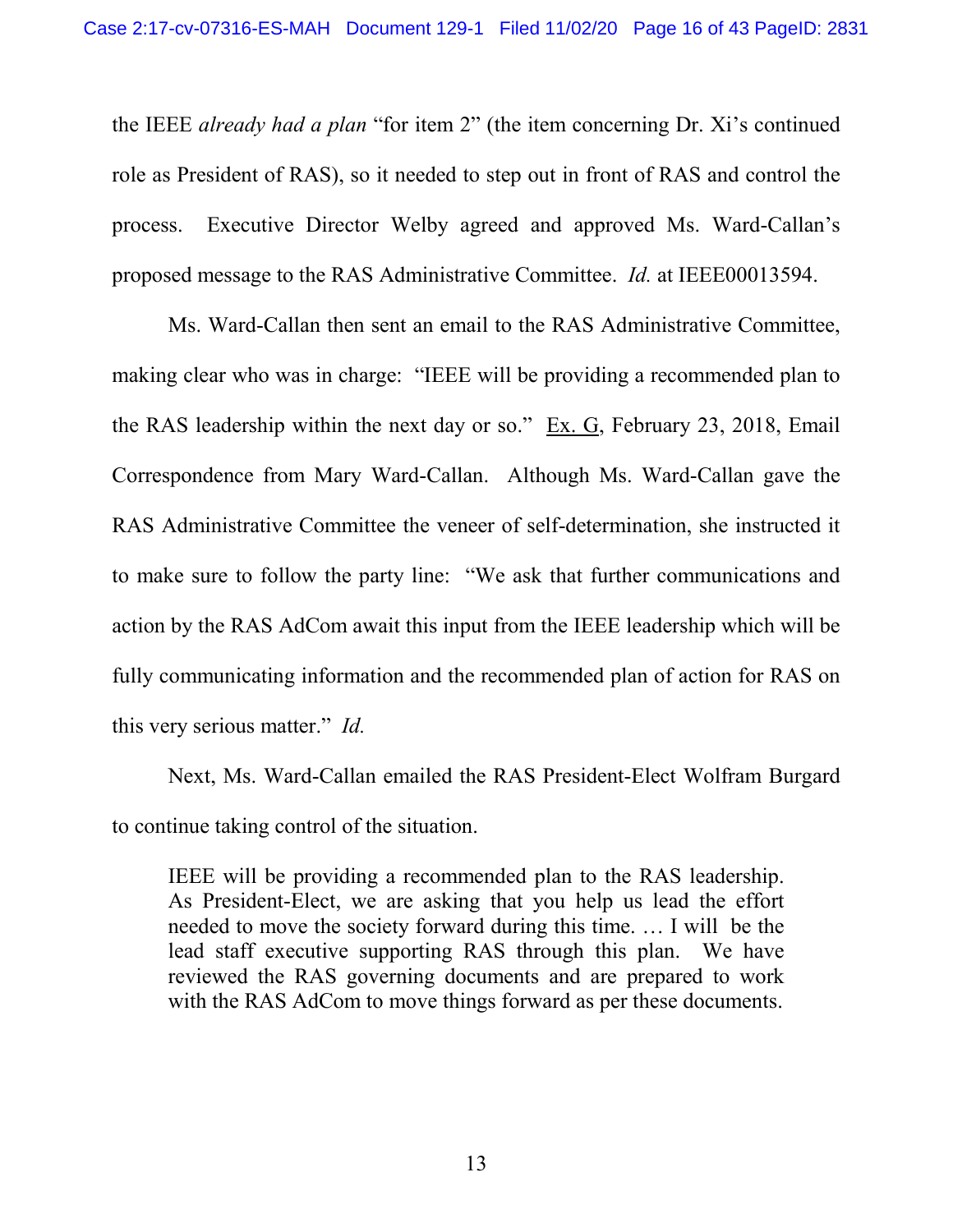the IEEE *already had a plan* "for item 2" (the item concerning Dr. Xi's continued role as President of RAS), so it needed to step out in front of RAS and control the process. Executive Director Welby agreed and approved Ms. Ward-Callan's proposed message to the RAS Administrative Committee. *Id.* at IEEE00013594.

Ms. Ward-Callan then sent an email to the RAS Administrative Committee, making clear who was in charge: "IEEE will be providing a recommended plan to the RAS leadership within the next day or so." Ex. G, February 23, 2018, Email Correspondence from Mary Ward-Callan. Although Ms. Ward-Callan gave the RAS Administrative Committee the veneer of self-determination, she instructed it to make sure to follow the party line: "We ask that further communications and action by the RAS AdCom await this input from the IEEE leadership which will be fully communicating information and the recommended plan of action for RAS on this very serious matter." *Id.*

Next, Ms. Ward-Callan emailed the RAS President-Elect Wolfram Burgard to continue taking control of the situation.

> IEEE will be providing a recommended plan to the RAS leadership. As President-Elect, we are asking that you help us lead the effort needed to move the society forward during this time. … I will be the lead staff executive supporting RAS through this plan. We have reviewed the RAS governing documents and are prepared to work with the RAS AdCom to move things forward as per these documents.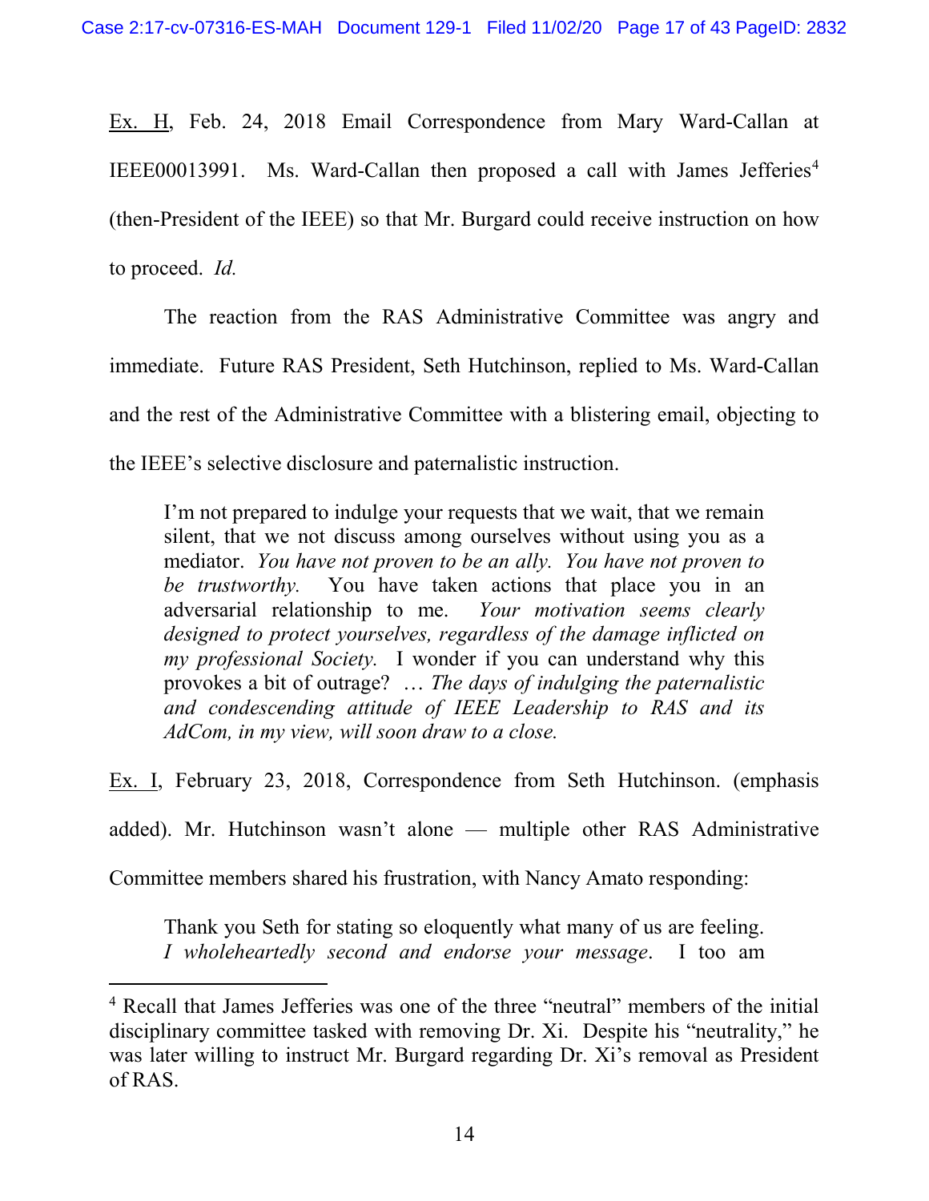Ex. H, Feb. 24, 2018 Email Correspondence from Mary Ward-Callan at IEEE00013991. Ms. Ward-Callan then proposed a call with James Jefferies[4] (then-President of the IEEE) so that Mr. Burgard could receive instruction on how to proceed. *Id.*

The reaction from the RAS Administrative Committee was angry and immediate. Future RAS President, Seth Hutchinson, replied to Ms. Ward-Callan and the rest of the Administrative Committee with a blistering email, objecting to the IEEE's selective disclosure and paternalistic instruction.

> I'm not prepared to indulge your requests that we wait, that we remain silent, that we not discuss among ourselves without using you as a mediator. *You have not proven to be an ally. You have not proven to be trustworthy.* You have taken actions that place you in an adversarial relationship to me. *Your motivation seems clearly designed to protect yourselves, regardless of the damage inflicted on my professional Society.* I wonder if you can understand why this provokes a bit of outrage? … *The days of indulging the paternalistic and condescending attitude of IEEE Leadership to RAS and its AdCom, in my view, will soon draw to a close.*

Ex. I, February 23, 2018, Correspondence from Seth Hutchinson. (emphasis added). Mr. Hutchinson wasn't alone — multiple other RAS Administrative Committee members shared his frustration, with Nancy Amato responding:

> Thank you Seth for stating so eloquently what many of us are feeling. *I wholeheartedly second and endorse your message*. I too am

[4] Recall that James Jefferies was one of the three "neutral" members of the initial disciplinary committee tasked with removing Dr. Xi. Despite his "neutrality," he was later willing to instruct Mr. Burgard regarding Dr. Xi's removal as President of RAS.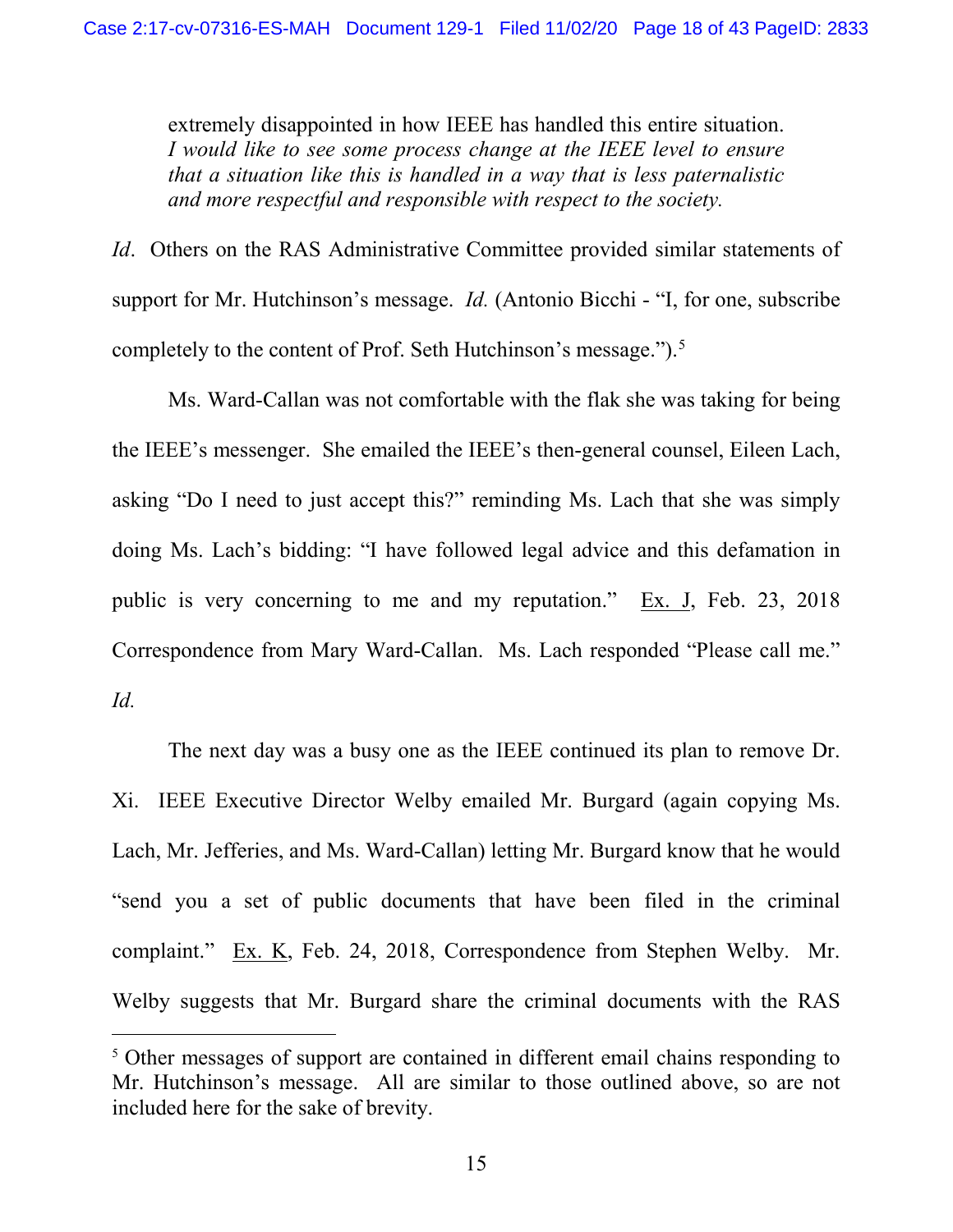> extremely disappointed in how IEEE has handled this entire situation. *I would like to see some process change at the IEEE level to ensure that a situation like this is handled in a way that is less paternalistic and more respectful and responsible with respect to the society.*

*Id*. Others on the RAS Administrative Committee provided similar statements of support for Mr. Hutchinson's message. *Id.* (Antonio Bicchi - "I, for one, subscribe completely to the content of Prof. Seth Hutchinson's message.").[5]

Ms. Ward-Callan was not comfortable with the flak she was taking for being the IEEE's messenger. She emailed the IEEE's then-general counsel, Eileen Lach, asking "Do I need to just accept this?" reminding Ms. Lach that she was simply doing Ms. Lach's bidding: "I have followed legal advice and this defamation in public is very concerning to me and my reputation." Ex. J, Feb. 23, 2018 Correspondence from Mary Ward-Callan. Ms. Lach responded "Please call me." *Id.*

The next day was a busy one as the IEEE continued its plan to remove Dr. Xi. IEEE Executive Director Welby emailed Mr. Burgard (again copying Ms. Lach, Mr. Jefferies, and Ms. Ward-Callan) letting Mr. Burgard know that he would "send you a set of public documents that have been filed in the criminal complaint." Ex. K, Feb. 24, 2018, Correspondence from Stephen Welby. Mr. Welby suggests that Mr. Burgard share the criminal documents with the RAS

---

[5] Other messages of support are contained in different email chains responding to Mr. Hutchinson's message. All are similar to those outlined above, so are not included here for the sake of brevity.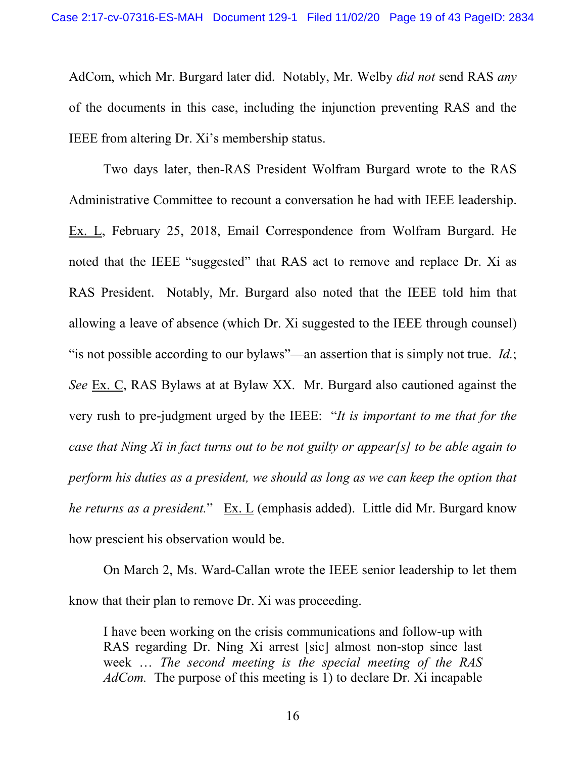AdCom, which Mr. Burgard later did. Notably, Mr. Welby *did not* send RAS *any* of the documents in this case, including the injunction preventing RAS and the IEEE from altering Dr. Xi's membership status.

Two days later, then-RAS President Wolfram Burgard wrote to the RAS Administrative Committee to recount a conversation he had with IEEE leadership. Ex. L, February 25, 2018, Email Correspondence from Wolfram Burgard. He noted that the IEEE "suggested" that RAS act to remove and replace Dr. Xi as RAS President. Notably, Mr. Burgard also noted that the IEEE told him that allowing a leave of absence (which Dr. Xi suggested to the IEEE through counsel) "is not possible according to our bylaws"—an assertion that is simply not true. *Id.*; *See* Ex. C, RAS Bylaws at at Bylaw XX. Mr. Burgard also cautioned against the very rush to pre-judgment urged by the IEEE: "*It is important to me that for the case that Ning Xi in fact turns out to be not guilty or appear[s] to be able again to perform his duties as a president, we should as long as we can keep the option that he returns as a president.*" Ex. L (emphasis added). Little did Mr. Burgard know how prescient his observation would be.

On March 2, Ms. Ward-Callan wrote the IEEE senior leadership to let them know that their plan to remove Dr. Xi was proceeding.

> I have been working on the crisis communications and follow-up with RAS regarding Dr. Ning Xi arrest [sic] almost non-stop since last week … *The second meeting is the special meeting of the RAS AdCom.* The purpose of this meeting is 1) to declare Dr. Xi incapable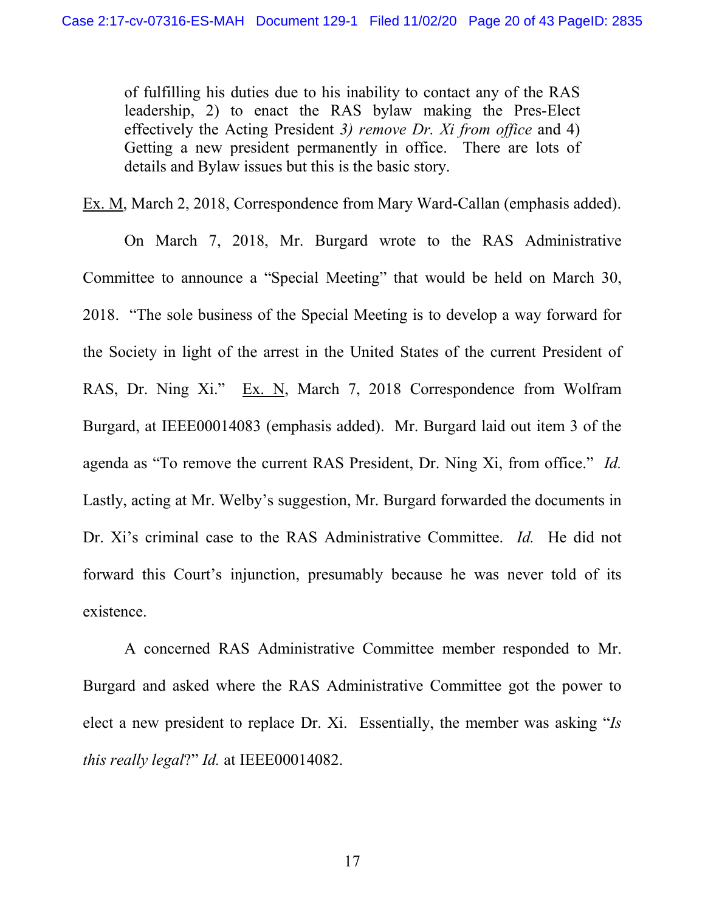> of fulfilling his duties due to his inability to contact any of the RAS leadership, 2) to enact the RAS bylaw making the Pres-Elect effectively the Acting President *3) remove Dr. Xi from office* and 4) Getting a new president permanently in office. There are lots of details and Bylaw issues but this is the basic story.

Ex. M, March 2, 2018, Correspondence from Mary Ward-Callan (emphasis added).

On March 7, 2018, Mr. Burgard wrote to the RAS Administrative Committee to announce a "Special Meeting" that would be held on March 30, 2018. "The sole business of the Special Meeting is to develop a way forward for the Society in light of the arrest in the United States of the current President of RAS, Dr. Ning Xi." Ex. N, March 7, 2018 Correspondence from Wolfram Burgard, at IEEE00014083 (emphasis added). Mr. Burgard laid out item 3 of the agenda as "To remove the current RAS President, Dr. Ning Xi, from office." *Id.* Lastly, acting at Mr. Welby's suggestion, Mr. Burgard forwarded the documents in Dr. Xi's criminal case to the RAS Administrative Committee. *Id.* He did not forward this Court's injunction, presumably because he was never told of its existence.

A concerned RAS Administrative Committee member responded to Mr. Burgard and asked where the RAS Administrative Committee got the power to elect a new president to replace Dr. Xi. Essentially, the member was asking "*Is this really legal*?" *Id.* at IEEE00014082.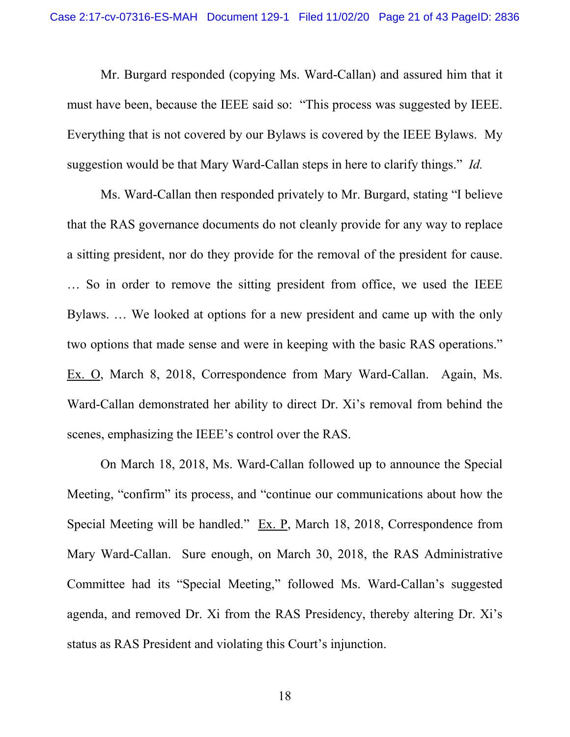Mr. Burgard responded (copying Ms. Ward-Callan) and assured him that it must have been, because the IEEE said so: "This process was suggested by IEEE. Everything that is not covered by our Bylaws is covered by the IEEE Bylaws. My suggestion would be that Mary Ward-Callan steps in here to clarify things." *Id.*

Ms. Ward-Callan then responded privately to Mr. Burgard, stating "I believe that the RAS governance documents do not cleanly provide for any way to replace a sitting president, nor do they provide for the removal of the president for cause. … So in order to remove the sitting president from office, we used the IEEE Bylaws. … We looked at options for a new president and came up with the only two options that made sense and were in keeping with the basic RAS operations." Ex. O, March 8, 2018, Correspondence from Mary Ward-Callan. Again, Ms. Ward-Callan demonstrated her ability to direct Dr. Xi's removal from behind the scenes, emphasizing the IEEE's control over the RAS.

On March 18, 2018, Ms. Ward-Callan followed up to announce the Special Meeting, "confirm" its process, and "continue our communications about how the Special Meeting will be handled." Ex. P, March 18, 2018, Correspondence from Mary Ward-Callan. Sure enough, on March 30, 2018, the RAS Administrative Committee had its "Special Meeting," followed Ms. Ward-Callan's suggested agenda, and removed Dr. Xi from the RAS Presidency, thereby altering Dr. Xi's status as RAS President and violating this Court's injunction.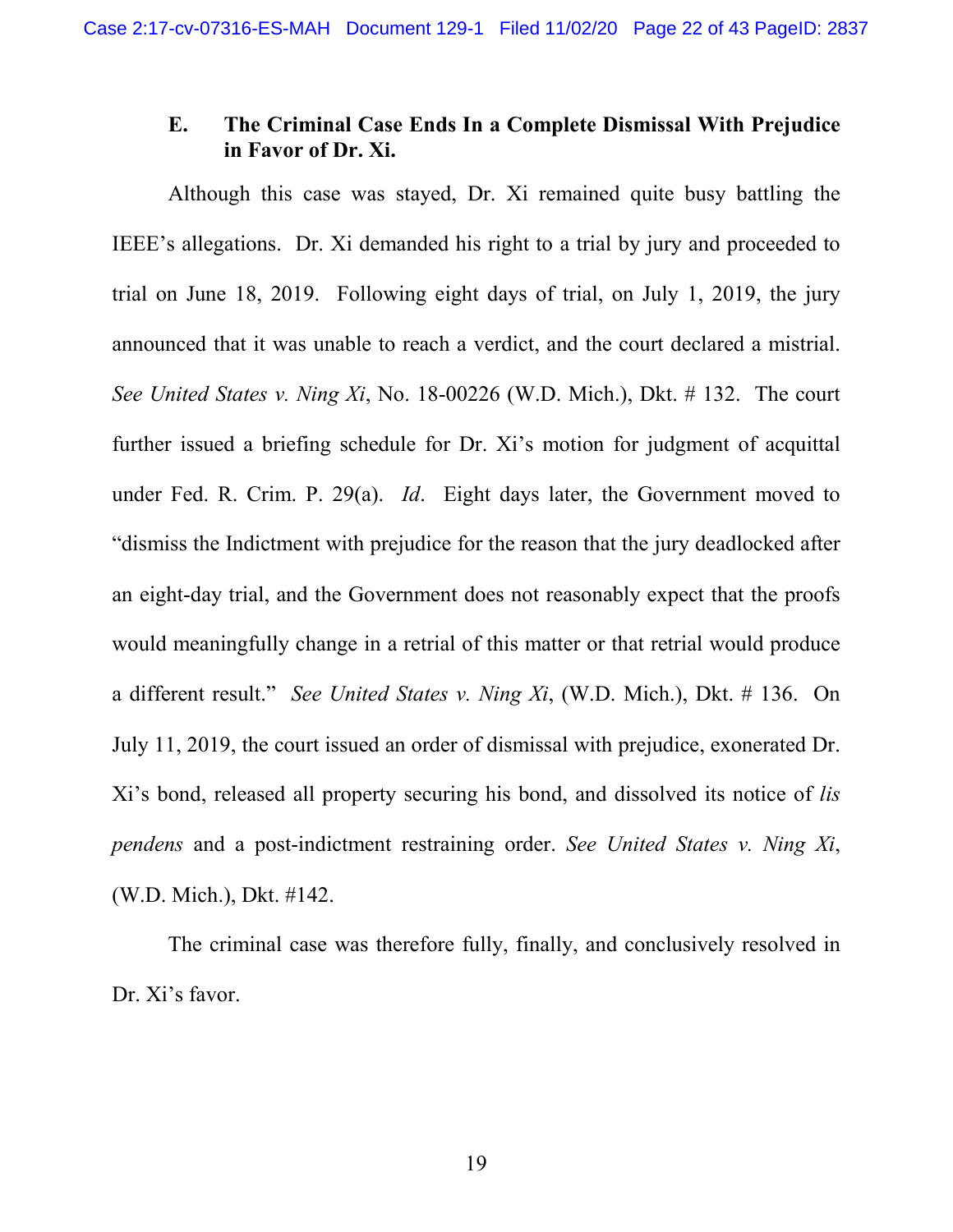### E. The Criminal Case Ends In a Complete Dismissal With Prejudice in Favor of Dr. Xi.

Although this case was stayed, Dr. Xi remained quite busy battling the IEEE's allegations. Dr. Xi demanded his right to a trial by jury and proceeded to trial on June 18, 2019. Following eight days of trial, on July 1, 2019, the jury announced that it was unable to reach a verdict, and the court declared a mistrial. *See United States v. Ning Xi*, No. 18-00226 (W.D. Mich.), Dkt. # 132. The court further issued a briefing schedule for Dr. Xi's motion for judgment of acquittal under Fed. R. Crim. P. 29(a). *Id*. Eight days later, the Government moved to "dismiss the Indictment with prejudice for the reason that the jury deadlocked after an eight-day trial, and the Government does not reasonably expect that the proofs would meaningfully change in a retrial of this matter or that retrial would produce a different result." *See United States v. Ning Xi*, (W.D. Mich.), Dkt. # 136. On July 11, 2019, the court issued an order of dismissal with prejudice, exonerated Dr. Xi's bond, released all property securing his bond, and dissolved its notice of *lis pendens* and a post-indictment restraining order. *See United States v. Ning Xi*, (W.D. Mich.), Dkt. #142.

The criminal case was therefore fully, finally, and conclusively resolved in Dr. Xi's favor.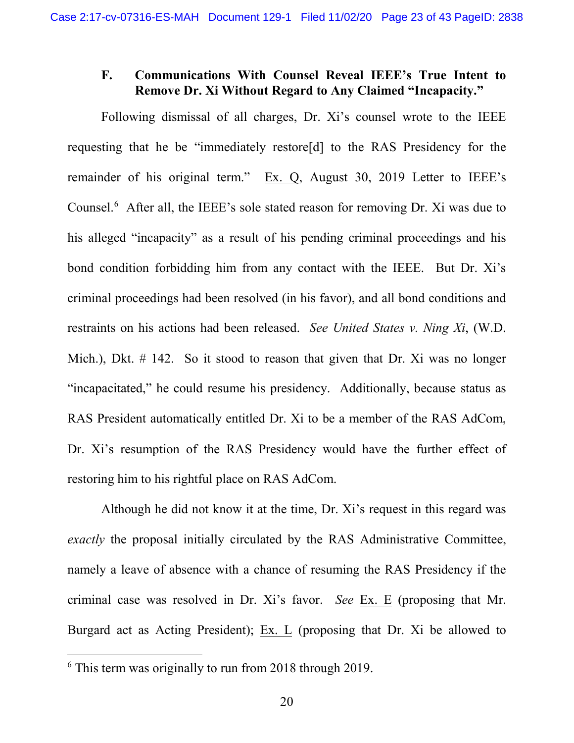### F. Communications With Counsel Reveal IEEE's True Intent to Remove Dr. Xi Without Regard to Any Claimed "Incapacity."

Following dismissal of all charges, Dr. Xi's counsel wrote to the IEEE requesting that he be "immediately restore[d] to the RAS Presidency for the remainder of his original term." Ex. Q, August 30, 2019 Letter to IEEE's Counsel.[6] After all, the IEEE's sole stated reason for removing Dr. Xi was due to his alleged "incapacity" as a result of his pending criminal proceedings and his bond condition forbidding him from any contact with the IEEE. But Dr. Xi's criminal proceedings had been resolved (in his favor), and all bond conditions and restraints on his actions had been released. *See United States v. Ning Xi*, (W.D. Mich.), Dkt. # 142. So it stood to reason that given that Dr. Xi was no longer "incapacitated," he could resume his presidency. Additionally, because status as RAS President automatically entitled Dr. Xi to be a member of the RAS AdCom, Dr. Xi's resumption of the RAS Presidency would have the further effect of restoring him to his rightful place on RAS AdCom.

Although he did not know it at the time, Dr. Xi's request in this regard was *exactly* the proposal initially circulated by the RAS Administrative Committee, namely a leave of absence with a chance of resuming the RAS Presidency if the criminal case was resolved in Dr. Xi's favor. *See* Ex. E (proposing that Mr. Burgard act as Acting President); Ex. L (proposing that Dr. Xi be allowed to

---

[6] This term was originally to run from 2018 through 2019.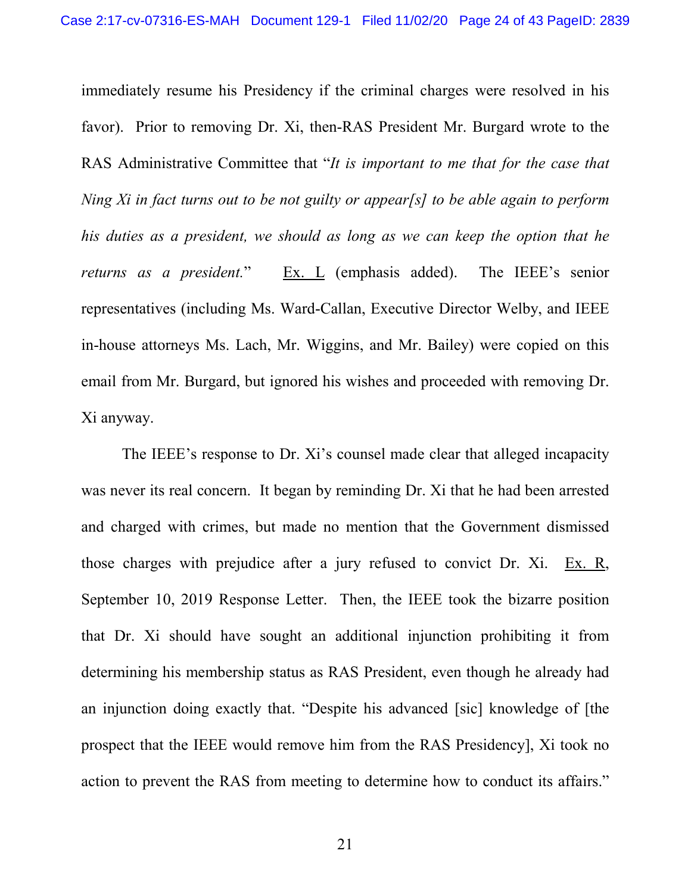immediately resume his Presidency if the criminal charges were resolved in his favor). Prior to removing Dr. Xi, then-RAS President Mr. Burgard wrote to the RAS Administrative Committee that "*It is important to me that for the case that Ning Xi in fact turns out to be not guilty or appear[s] to be able again to perform his duties as a president, we should as long as we can keep the option that he returns as a president.*" Ex. L (emphasis added). The IEEE's senior representatives (including Ms. Ward-Callan, Executive Director Welby, and IEEE in-house attorneys Ms. Lach, Mr. Wiggins, and Mr. Bailey) were copied on this email from Mr. Burgard, but ignored his wishes and proceeded with removing Dr. Xi anyway.

The IEEE's response to Dr. Xi's counsel made clear that alleged incapacity was never its real concern. It began by reminding Dr. Xi that he had been arrested and charged with crimes, but made no mention that the Government dismissed those charges with prejudice after a jury refused to convict Dr. Xi. Ex. R, September 10, 2019 Response Letter. Then, the IEEE took the bizarre position that Dr. Xi should have sought an additional injunction prohibiting it from determining his membership status as RAS President, even though he already had an injunction doing exactly that. "Despite his advanced [sic] knowledge of [the prospect that the IEEE would remove him from the RAS Presidency], Xi took no action to prevent the RAS from meeting to determine how to conduct its affairs."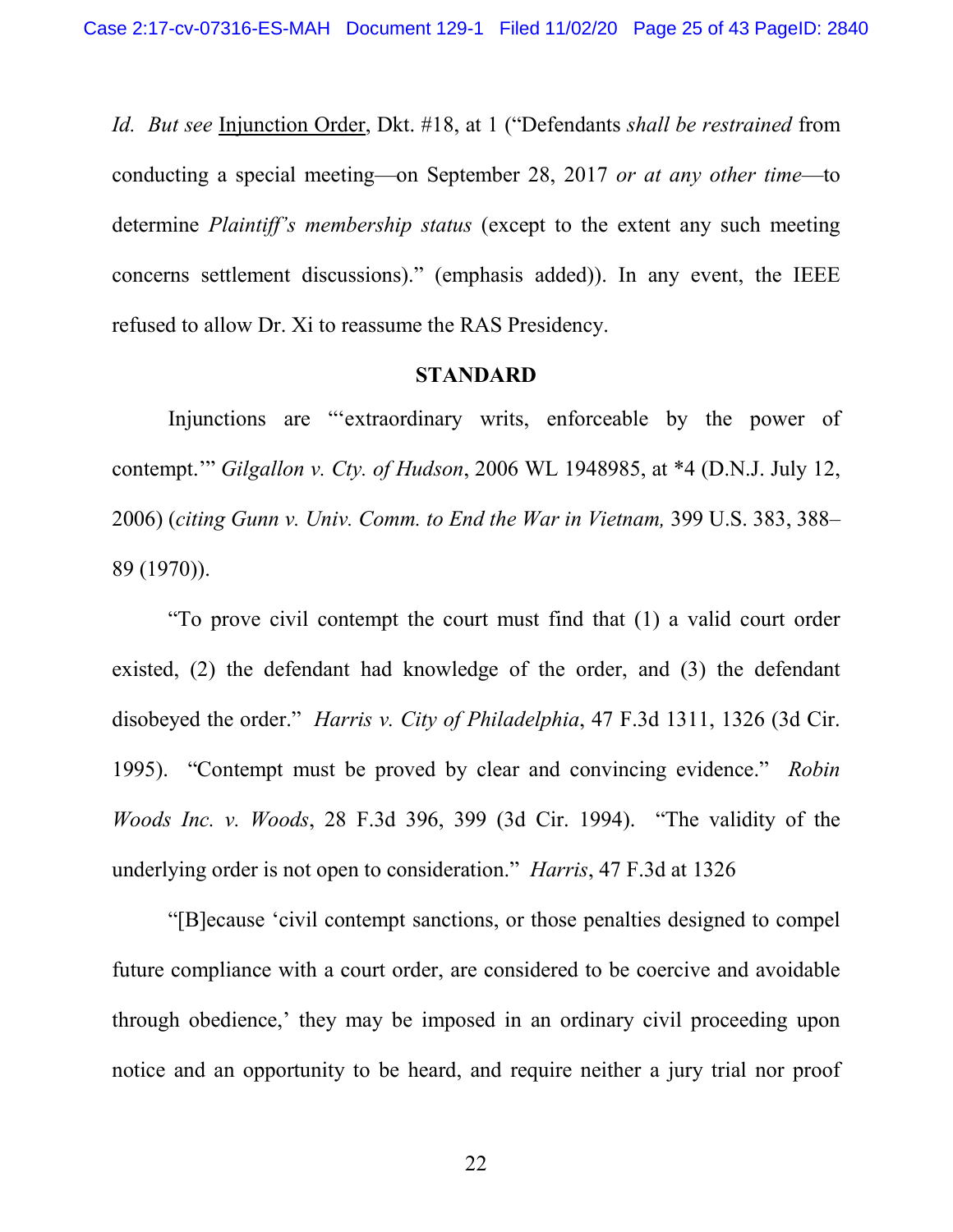*Id.* *But see* Injunction Order, Dkt. #18, at 1 ("Defendants *shall be restrained* from conducting a special meeting—on September 28, 2017 *or at any other time*—to determine *Plaintiff's membership status* (except to the extent any such meeting concerns settlement discussions)." (emphasis added)). In any event, the IEEE refused to allow Dr. Xi to reassume the RAS Presidency.

## STANDARD

Injunctions are "'extraordinary writs, enforceable by the power of contempt.'" *Gilgallon v. Cty. of Hudson*, 2006 WL 1948985, at *4 (D.N.J. July 12, 2006) (*citing Gunn v. Univ. Comm. to End the War in Vietnam,* 399 U.S. 383, 388–89 (1970)).

"To prove civil contempt the court must find that (1) a valid court order existed, (2) the defendant had knowledge of the order, and (3) the defendant disobeyed the order." *Harris v. City of Philadelphia*, 47 F.3d 1311, 1326 (3d Cir. 1995). "Contempt must be proved by clear and convincing evidence." *Robin Woods Inc. v. Woods*, 28 F.3d 396, 399 (3d Cir. 1994). "The validity of the underlying order is not open to consideration." *Harris*, 47 F.3d at 1326

"[B]ecause 'civil contempt sanctions, or those penalties designed to compel future compliance with a court order, are considered to be coercive and avoidable through obedience,' they may be imposed in an ordinary civil proceeding upon notice and an opportunity to be heard, and require neither a jury trial nor proof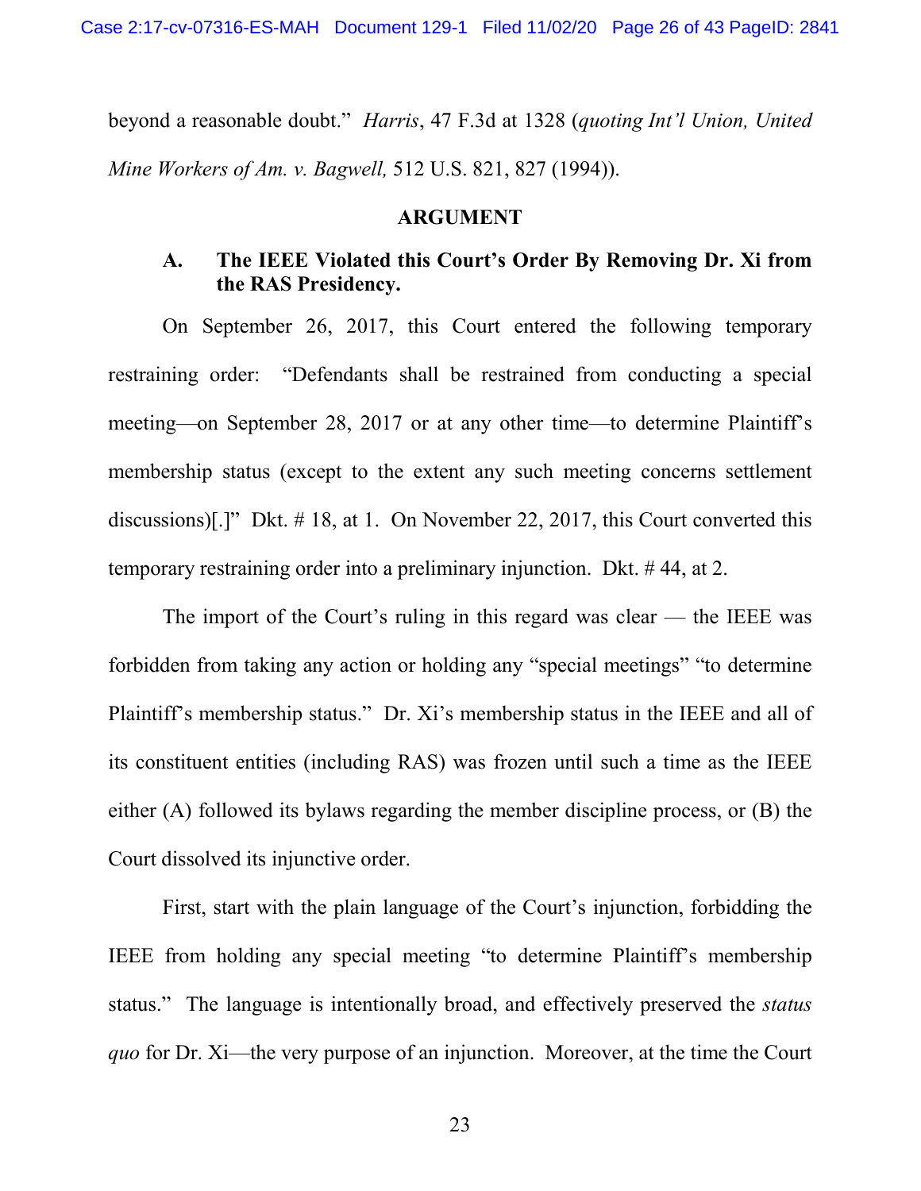beyond a reasonable doubt." *Harris*, 47 F.3d at 1328 (*quoting Int'l Union, United Mine Workers of Am. v. Bagwell,* 512 U.S. 821, 827 (1994)).

## ARGUMENT

### A. The IEEE Violated this Court's Order By Removing Dr. Xi from the RAS Presidency.

On September 26, 2017, this Court entered the following temporary restraining order: "Defendants shall be restrained from conducting a special meeting—on September 28, 2017 or at any other time—to determine Plaintiff's membership status (except to the extent any such meeting concerns settlement discussions)[.]" Dkt. # 18, at 1. On November 22, 2017, this Court converted this temporary restraining order into a preliminary injunction. Dkt. # 44, at 2.

The import of the Court's ruling in this regard was clear — the IEEE was forbidden from taking any action or holding any "special meetings" "to determine Plaintiff's membership status." Dr. Xi's membership status in the IEEE and all of its constituent entities (including RAS) was frozen until such a time as the IEEE either (A) followed its bylaws regarding the member discipline process, or (B) the Court dissolved its injunctive order.

First, start with the plain language of the Court's injunction, forbidding the IEEE from holding any special meeting "to determine Plaintiff's membership status." The language is intentionally broad, and effectively preserved the *status quo* for Dr. Xi—the very purpose of an injunction. Moreover, at the time the Court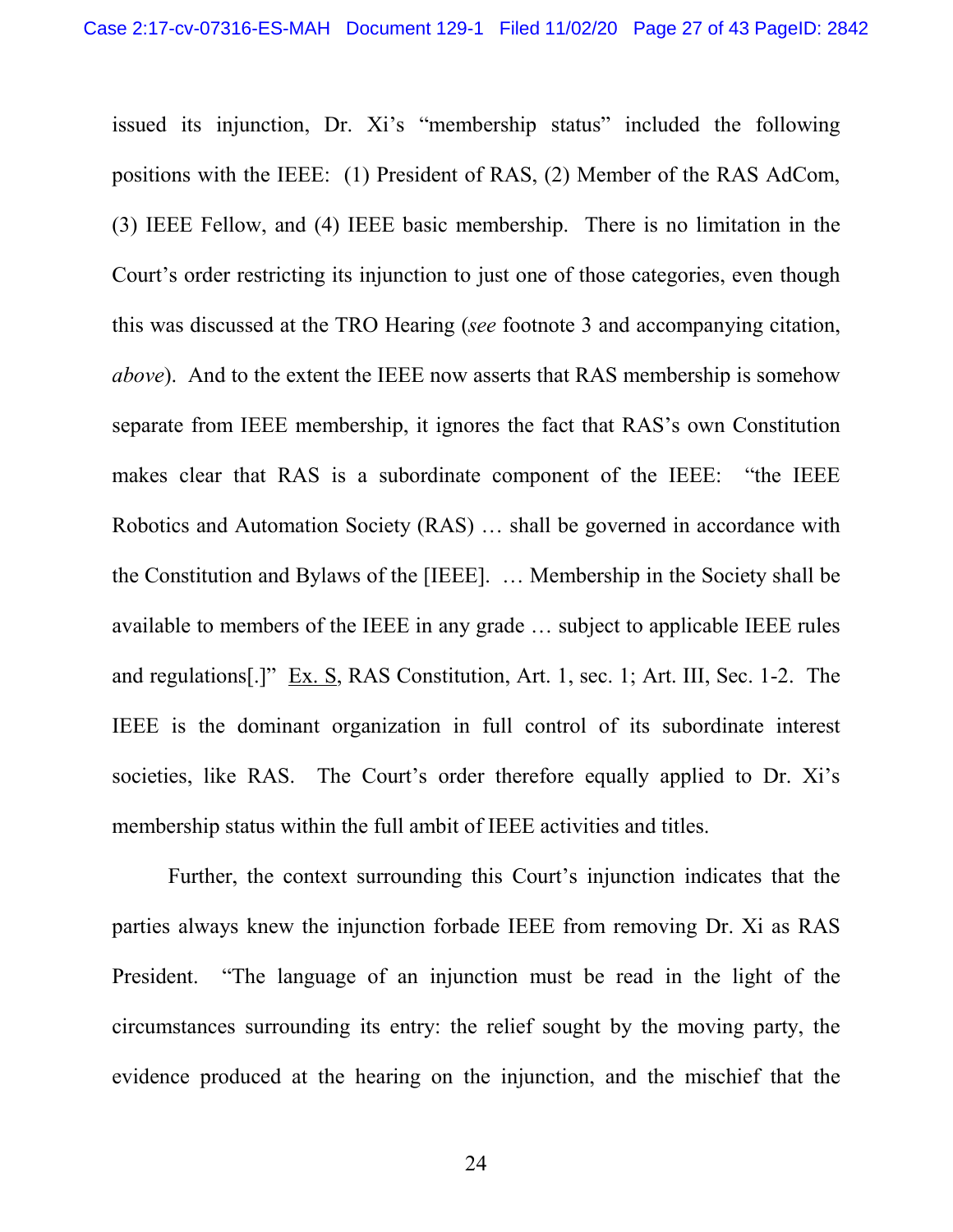issued its injunction, Dr. Xi's "membership status" included the following positions with the IEEE: (1) President of RAS, (2) Member of the RAS AdCom, (3) IEEE Fellow, and (4) IEEE basic membership. There is no limitation in the Court's order restricting its injunction to just one of those categories, even though this was discussed at the TRO Hearing (*see* footnote 3 and accompanying citation, *above*). And to the extent the IEEE now asserts that RAS membership is somehow separate from IEEE membership, it ignores the fact that RAS's own Constitution makes clear that RAS is a subordinate component of the IEEE: "the IEEE Robotics and Automation Society (RAS) … shall be governed in accordance with the Constitution and Bylaws of the [IEEE]. … Membership in the Society shall be available to members of the IEEE in any grade … subject to applicable IEEE rules and regulations[.]" Ex. S, RAS Constitution, Art. 1, sec. 1; Art. III, Sec. 1-2. The IEEE is the dominant organization in full control of its subordinate interest societies, like RAS. The Court's order therefore equally applied to Dr. Xi's membership status within the full ambit of IEEE activities and titles.

Further, the context surrounding this Court's injunction indicates that the parties always knew the injunction forbade IEEE from removing Dr. Xi as RAS President. "The language of an injunction must be read in the light of the circumstances surrounding its entry: the relief sought by the moving party, the evidence produced at the hearing on the injunction, and the mischief that the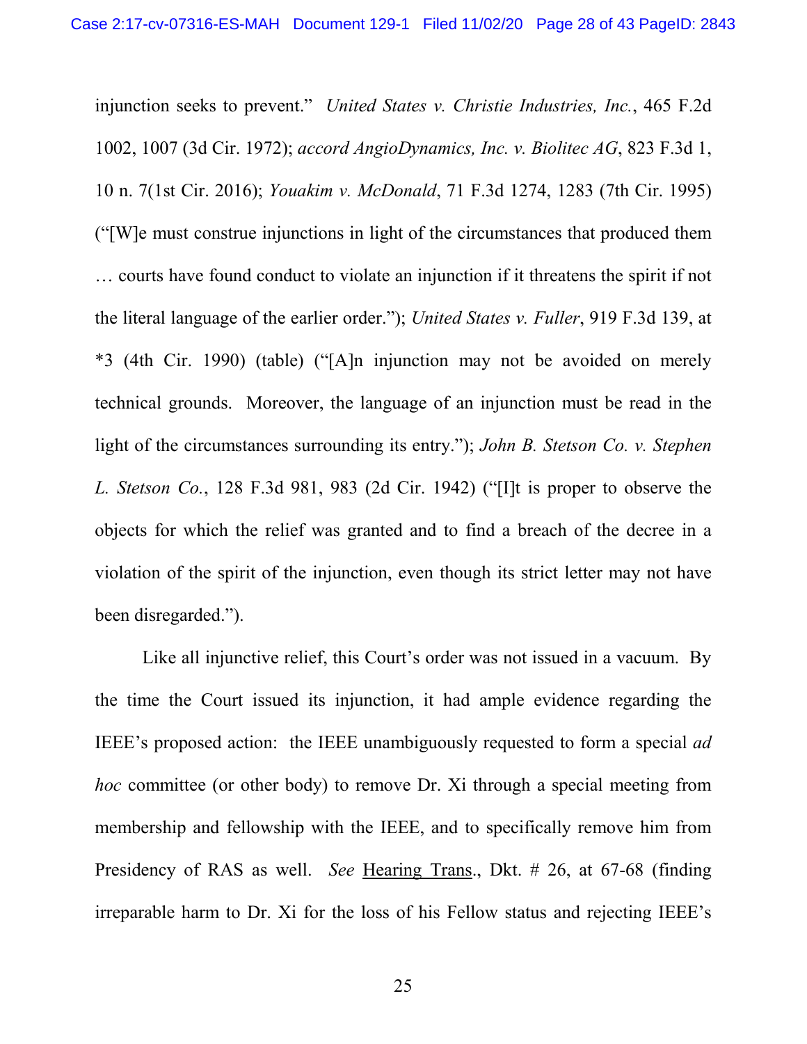injunction seeks to prevent." *United States v. Christie Industries, Inc.*, 465 F.2d 1002, 1007 (3d Cir. 1972); *accord AngioDynamics, Inc. v. Biolitec AG*, 823 F.3d 1, 10 n. 7(1st Cir. 2016); *Youakim v. McDonald*, 71 F.3d 1274, 1283 (7th Cir. 1995) ("[W]e must construe injunctions in light of the circumstances that produced them … courts have found conduct to violate an injunction if it threatens the spirit if not the literal language of the earlier order."); *United States v. Fuller*, 919 F.3d 139, at *3 (4th Cir. 1990) (table) ("[A]n injunction may not be avoided on merely technical grounds. Moreover, the language of an injunction must be read in the light of the circumstances surrounding its entry."); *John B. Stetson Co. v. Stephen L. Stetson Co.*, 128 F.3d 981, 983 (2d Cir. 1942) ("[I]t is proper to observe the objects for which the relief was granted and to find a breach of the decree in a violation of the spirit of the injunction, even though its strict letter may not have been disregarded.").

Like all injunctive relief, this Court's order was not issued in a vacuum. By the time the Court issued its injunction, it had ample evidence regarding the IEEE's proposed action: the IEEE unambiguously requested to form a special *ad hoc* committee (or other body) to remove Dr. Xi through a special meeting from membership and fellowship with the IEEE, and to specifically remove him from Presidency of RAS as well. *See* Hearing Trans., Dkt. # 26, at 67-68 (finding irreparable harm to Dr. Xi for the loss of his Fellow status and rejecting IEEE's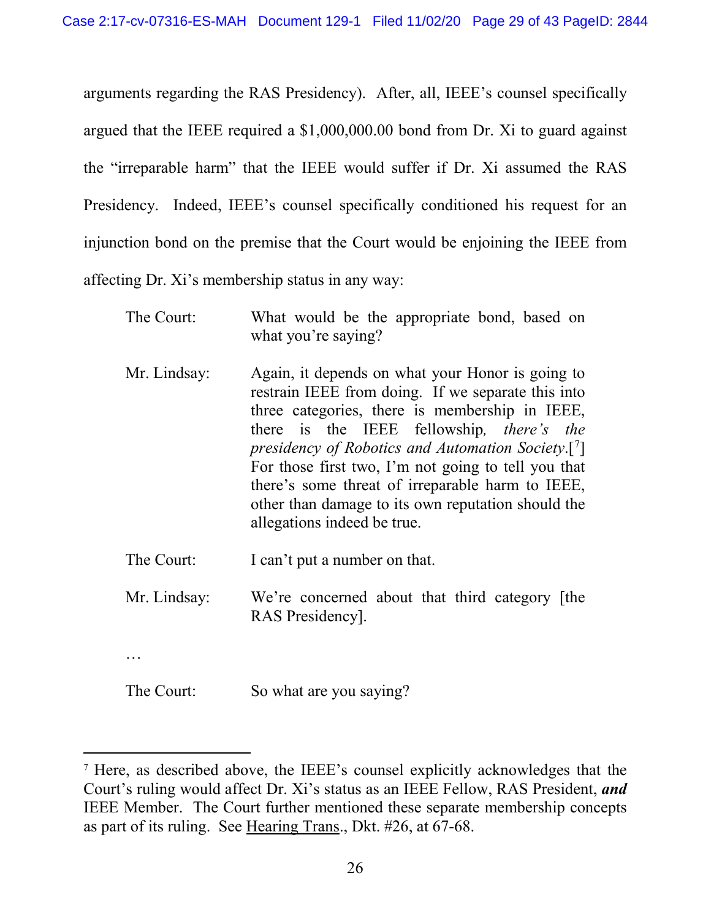arguments regarding the RAS Presidency). After, all, IEEE's counsel specifically argued that the IEEE required a $1,000,000.00 bond from Dr. Xi to guard against the "irreparable harm" that the IEEE would suffer if Dr. Xi assumed the RAS Presidency. Indeed, IEEE's counsel specifically conditioned his request for an injunction bond on the premise that the Court would be enjoining the IEEE from affecting Dr. Xi's membership status in any way:

> The Court: What would be the appropriate bond, based on what you're saying?
>
> Mr. Lindsay: Again, it depends on what your Honor is going to restrain IEEE from doing. If we separate this into three categories, there is membership in IEEE, there is the IEEE fellowship*, there's the presidency of Robotics and Automation Society*.[7] For those first two, I'm not going to tell you that there's some threat of irreparable harm to IEEE, other than damage to its own reputation should the allegations indeed be true.
>
> The Court: I can't put a number on that.
>
> Mr. Lindsay: We're concerned about that third category [the RAS Presidency].
>
> …
>
> The Court: So what are you saying?

---

[7] Here, as described above, the IEEE's counsel explicitly acknowledges that the Court's ruling would affect Dr. Xi's status as an IEEE Fellow, RAS President, ***and*** IEEE Member. The Court further mentioned these separate membership concepts as part of its ruling. See Hearing Trans., Dkt. #26, at 67-68.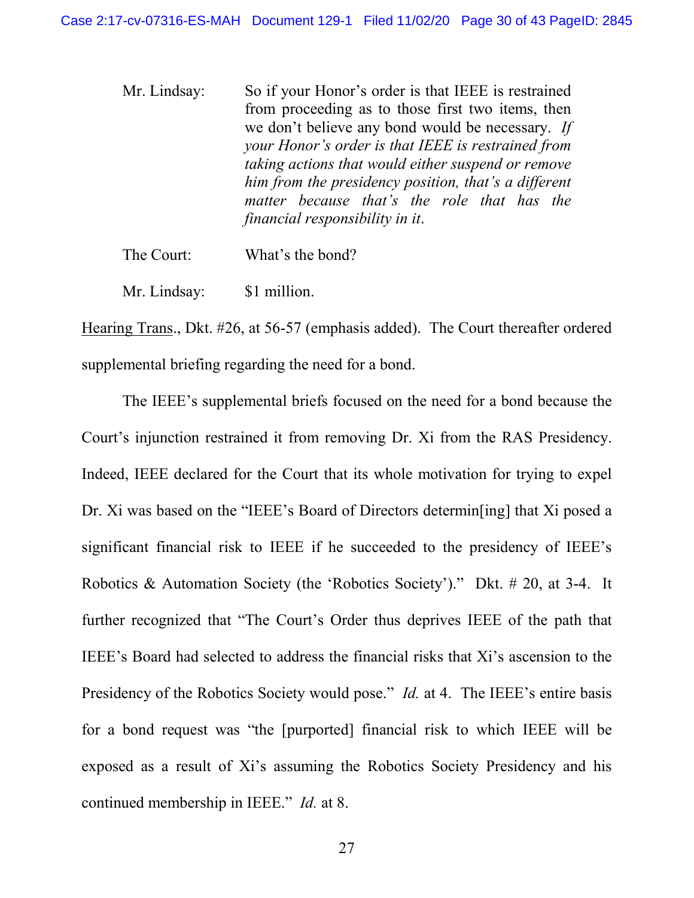Mr. Lindsay: So if your Honor's order is that IEEE is restrained from proceeding as to those first two items, then we don't believe any bond would be necessary. *If your Honor's order is that IEEE is restrained from taking actions that would either suspend or remove him from the presidency position, that's a different matter because that's the role that has the financial responsibility in it.*

The Court: What's the bond?

Mr. Lindsay: $1 million.

Hearing Trans., Dkt. #26, at 56-57 (emphasis added). The Court thereafter ordered supplemental briefing regarding the need for a bond.

The IEEE's supplemental briefs focused on the need for a bond because the Court's injunction restrained it from removing Dr. Xi from the RAS Presidency. Indeed, IEEE declared for the Court that its whole motivation for trying to expel Dr. Xi was based on the "IEEE's Board of Directors determin[ing] that Xi posed a significant financial risk to IEEE if he succeeded to the presidency of IEEE's Robotics & Automation Society (the 'Robotics Society')." Dkt. # 20, at 3-4. It further recognized that "The Court's Order thus deprives IEEE of the path that IEEE's Board had selected to address the financial risks that Xi's ascension to the Presidency of the Robotics Society would pose." *Id.* at 4. The IEEE's entire basis for a bond request was "the [purported] financial risk to which IEEE will be exposed as a result of Xi's assuming the Robotics Society Presidency and his continued membership in IEEE." *Id.* at 8.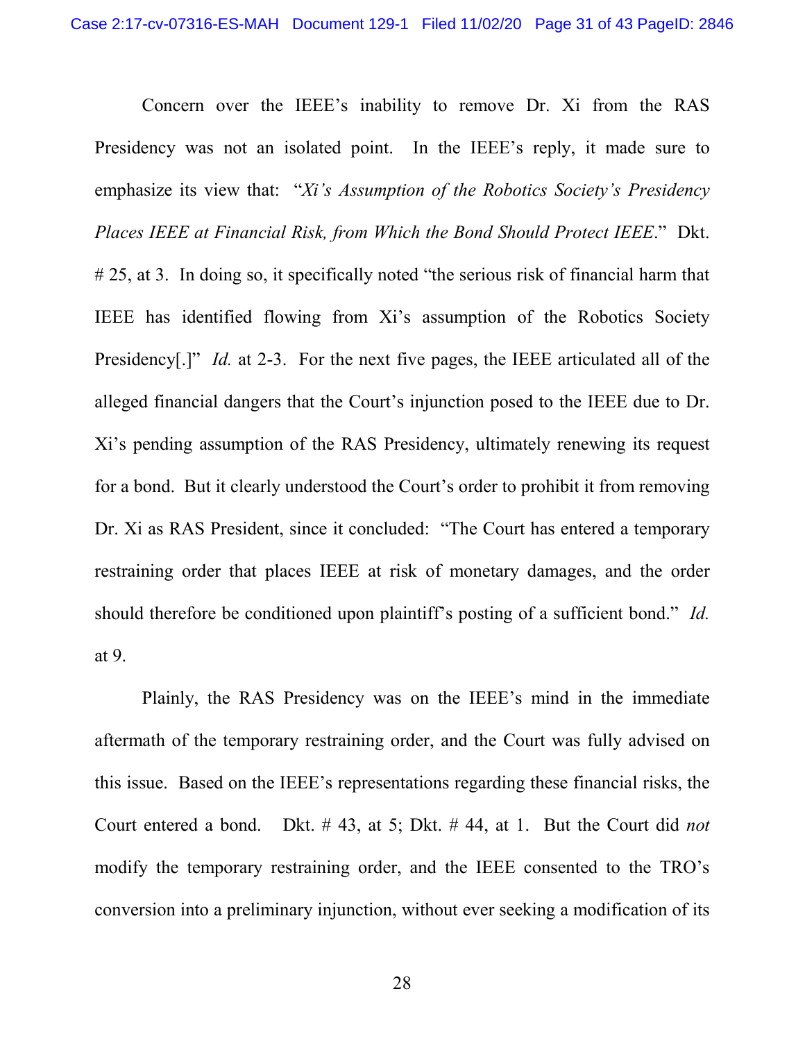Concern over the IEEE's inability to remove Dr. Xi from the RAS Presidency was not an isolated point. In the IEEE's reply, it made sure to emphasize its view that: "*Xi's Assumption of the Robotics Society's Presidency Places IEEE at Financial Risk, from Which the Bond Should Protect IEEE*." Dkt. # 25, at 3. In doing so, it specifically noted "the serious risk of financial harm that IEEE has identified flowing from Xi's assumption of the Robotics Society Presidency[.]" *Id.* at 2-3. For the next five pages, the IEEE articulated all of the alleged financial dangers that the Court's injunction posed to the IEEE due to Dr. Xi's pending assumption of the RAS Presidency, ultimately renewing its request for a bond. But it clearly understood the Court's order to prohibit it from removing Dr. Xi as RAS President, since it concluded: "The Court has entered a temporary restraining order that places IEEE at risk of monetary damages, and the order should therefore be conditioned upon plaintiff's posting of a sufficient bond." *Id.* at 9.

Plainly, the RAS Presidency was on the IEEE's mind in the immediate aftermath of the temporary restraining order, and the Court was fully advised on this issue. Based on the IEEE's representations regarding these financial risks, the Court entered a bond. Dkt. # 43, at 5; Dkt. # 44, at 1. But the Court did *not* modify the temporary restraining order, and the IEEE consented to the TRO's conversion into a preliminary injunction, without ever seeking a modification of its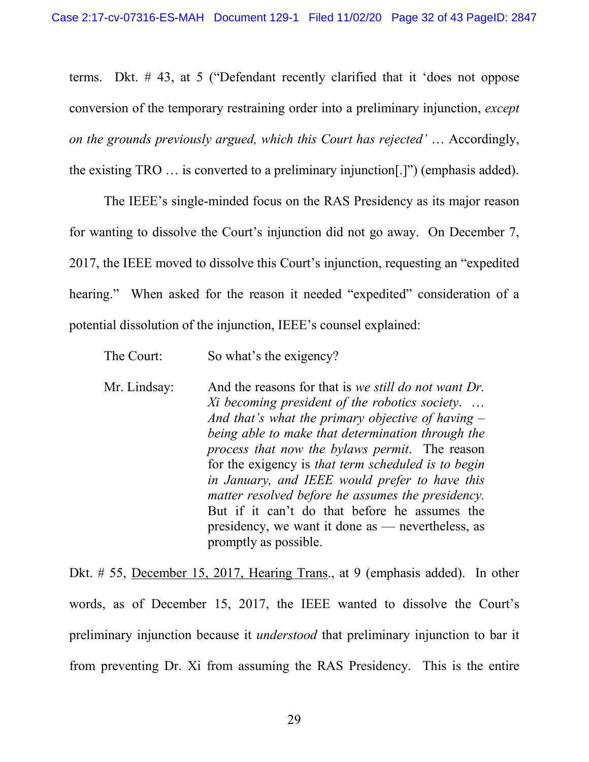terms. Dkt. # 43, at 5 ("Defendant recently clarified that it 'does not oppose conversion of the temporary restraining order into a preliminary injunction, *except on the grounds previously argued, which this Court has rejected'* … Accordingly, the existing TRO … is converted to a preliminary injunction[.]") (emphasis added).

The IEEE's single-minded focus on the RAS Presidency as its major reason for wanting to dissolve the Court's injunction did not go away. On December 7, 2017, the IEEE moved to dissolve this Court's injunction, requesting an "expedited hearing." When asked for the reason it needed "expedited" consideration of a potential dissolution of the injunction, IEEE's counsel explained:

> The Court: So what's the exigency?
>
> Mr. Lindsay: And the reasons for that is *we still do not want Dr. Xi becoming president of the robotics society*. … *And that's what the primary objective of having – being able to make that determination through the process that now the bylaws permit*. The reason for the exigency is *that term scheduled is to begin in January, and IEEE would prefer to have this matter resolved before he assumes the presidency.* But if it can't do that before he assumes the presidency, we want it done as — nevertheless, as promptly as possible.

Dkt. # 55, <u>December 15, 2017, Hearing Trans</u>., at 9 (emphasis added). In other words, as of December 15, 2017, the IEEE wanted to dissolve the Court's preliminary injunction because it *understood* that preliminary injunction to bar it from preventing Dr. Xi from assuming the RAS Presidency. This is the entire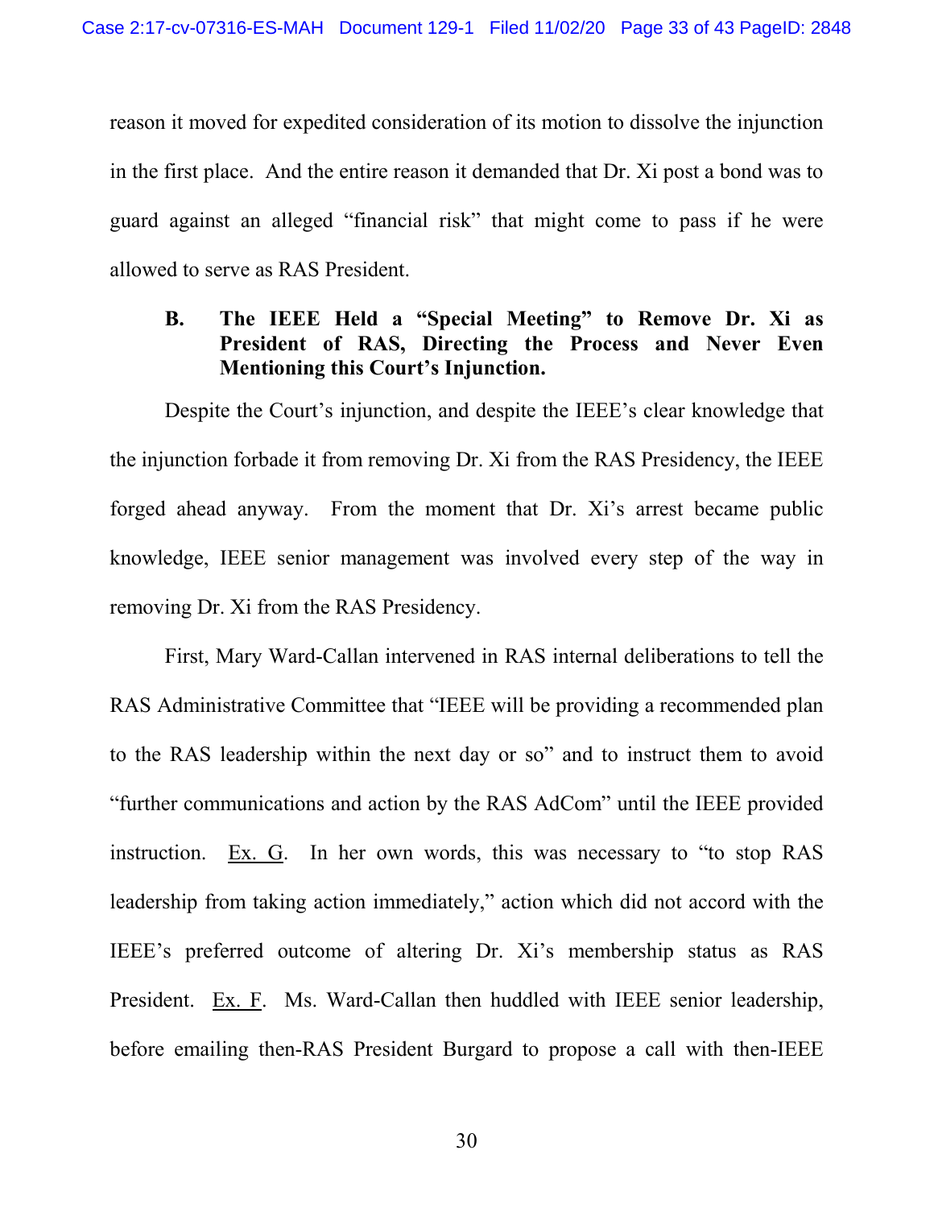reason it moved for expedited consideration of its motion to dissolve the injunction in the first place. And the entire reason it demanded that Dr. Xi post a bond was to guard against an alleged "financial risk" that might come to pass if he were allowed to serve as RAS President.

### B. The IEEE Held a "Special Meeting" to Remove Dr. Xi as President of RAS, Directing the Process and Never Even Mentioning this Court's Injunction.

Despite the Court's injunction, and despite the IEEE's clear knowledge that the injunction forbade it from removing Dr. Xi from the RAS Presidency, the IEEE forged ahead anyway. From the moment that Dr. Xi's arrest became public knowledge, IEEE senior management was involved every step of the way in removing Dr. Xi from the RAS Presidency.

First, Mary Ward-Callan intervened in RAS internal deliberations to tell the RAS Administrative Committee that "IEEE will be providing a recommended plan to the RAS leadership within the next day or so" and to instruct them to avoid "further communications and action by the RAS AdCom" until the IEEE provided instruction. Ex. G. In her own words, this was necessary to "to stop RAS leadership from taking action immediately," action which did not accord with the IEEE's preferred outcome of altering Dr. Xi's membership status as RAS President. Ex. F. Ms. Ward-Callan then huddled with IEEE senior leadership, before emailing then-RAS President Burgard to propose a call with then-IEEE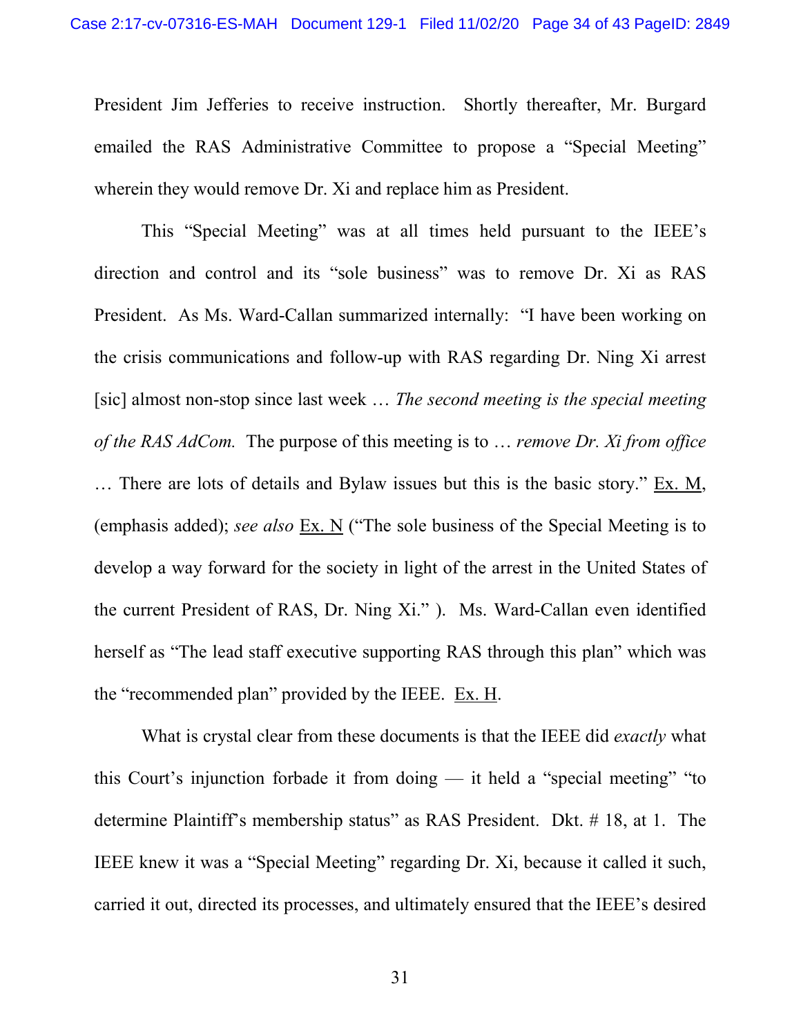President Jim Jefferies to receive instruction. Shortly thereafter, Mr. Burgard emailed the RAS Administrative Committee to propose a "Special Meeting" wherein they would remove Dr. Xi and replace him as President.

This "Special Meeting" was at all times held pursuant to the IEEE's direction and control and its "sole business" was to remove Dr. Xi as RAS President. As Ms. Ward-Callan summarized internally: "I have been working on the crisis communications and follow-up with RAS regarding Dr. Ning Xi arrest [sic] almost non-stop since last week … *The second meeting is the special meeting of the RAS AdCom.* The purpose of this meeting is to … *remove Dr. Xi from office* … There are lots of details and Bylaw issues but this is the basic story." Ex. M, (emphasis added); *see also* Ex. N ("The sole business of the Special Meeting is to develop a way forward for the society in light of the arrest in the United States of the current President of RAS, Dr. Ning Xi." ). Ms. Ward-Callan even identified herself as "The lead staff executive supporting RAS through this plan" which was the "recommended plan" provided by the IEEE. Ex. H.

What is crystal clear from these documents is that the IEEE did *exactly* what this Court's injunction forbade it from doing — it held a "special meeting" "to determine Plaintiff's membership status" as RAS President. Dkt. # 18, at 1. The IEEE knew it was a "Special Meeting" regarding Dr. Xi, because it called it such, carried it out, directed its processes, and ultimately ensured that the IEEE's desired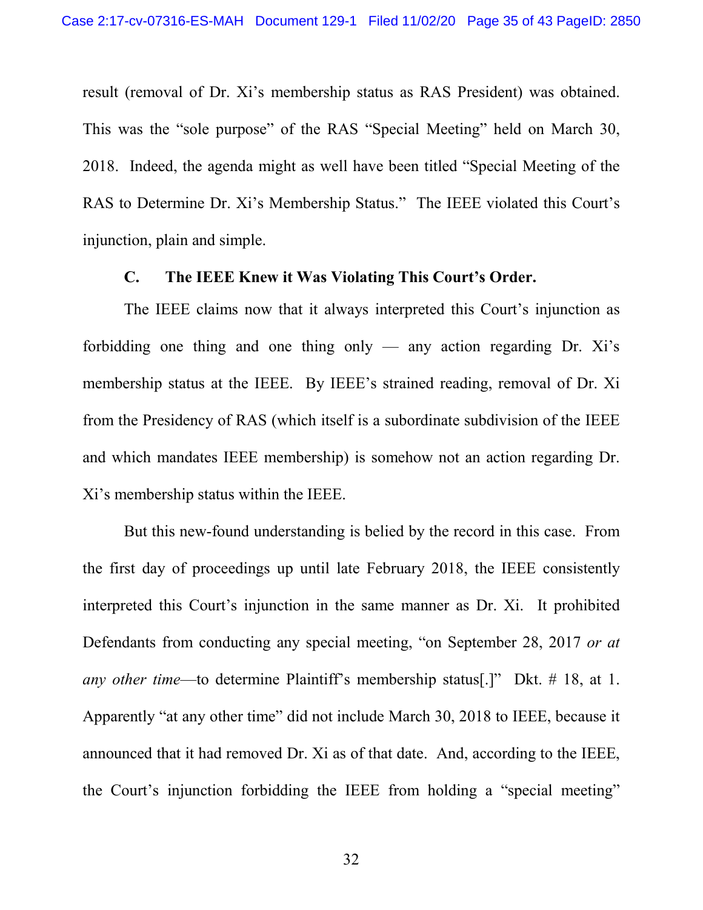result (removal of Dr. Xi's membership status as RAS President) was obtained. This was the "sole purpose" of the RAS "Special Meeting" held on March 30, 2018. Indeed, the agenda might as well have been titled "Special Meeting of the RAS to Determine Dr. Xi's Membership Status." The IEEE violated this Court's injunction, plain and simple.

### C. The IEEE Knew it Was Violating This Court's Order.

The IEEE claims now that it always interpreted this Court's injunction as forbidding one thing and one thing only — any action regarding Dr. Xi's membership status at the IEEE. By IEEE's strained reading, removal of Dr. Xi from the Presidency of RAS (which itself is a subordinate subdivision of the IEEE and which mandates IEEE membership) is somehow not an action regarding Dr. Xi's membership status within the IEEE.

But this new-found understanding is belied by the record in this case. From the first day of proceedings up until late February 2018, the IEEE consistently interpreted this Court's injunction in the same manner as Dr. Xi. It prohibited Defendants from conducting any special meeting, "on September 28, 2017 *or at any other time*—to determine Plaintiff's membership status[.]" Dkt. # 18, at 1. Apparently "at any other time" did not include March 30, 2018 to IEEE, because it announced that it had removed Dr. Xi as of that date. And, according to the IEEE, the Court's injunction forbidding the IEEE from holding a "special meeting"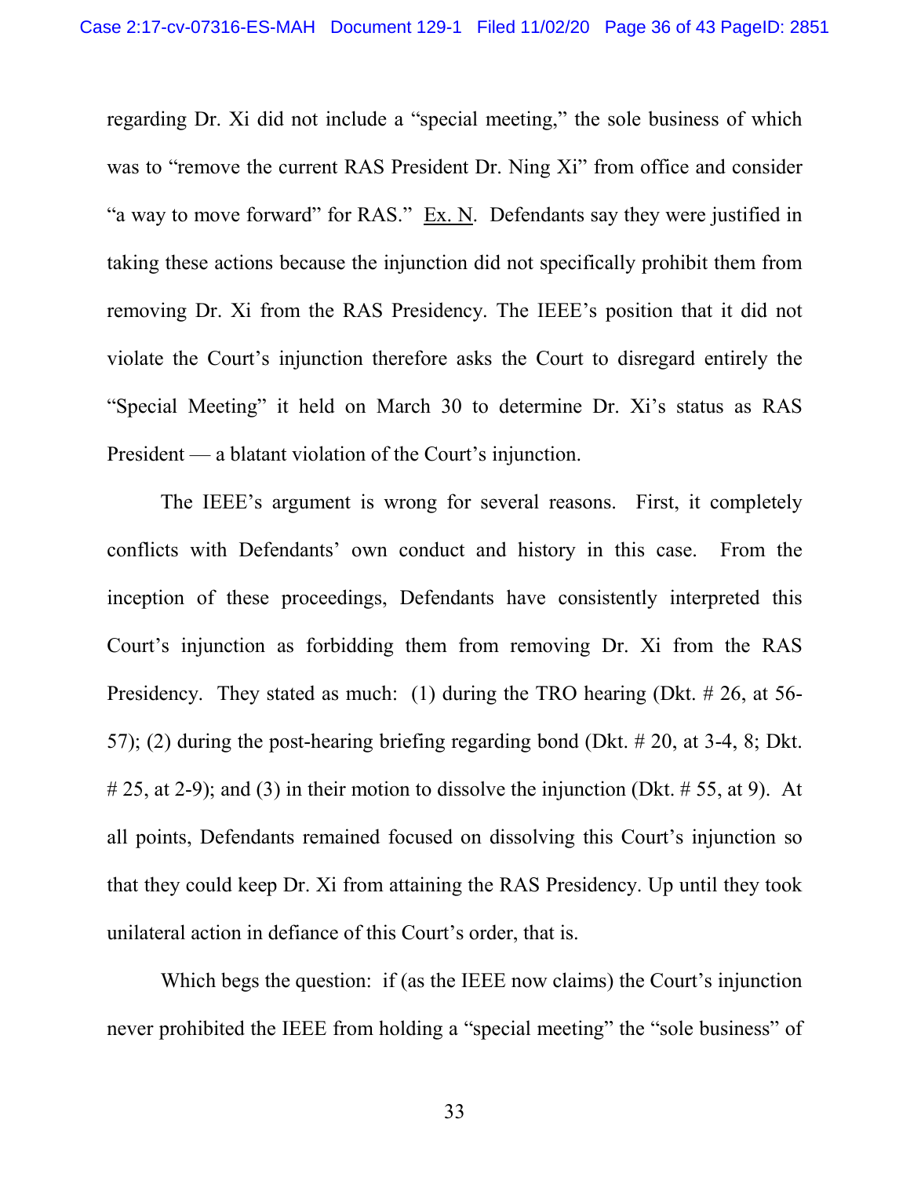regarding Dr. Xi did not include a "special meeting," the sole business of which was to "remove the current RAS President Dr. Ning Xi" from office and consider "a way to move forward" for RAS." Ex. N. Defendants say they were justified in taking these actions because the injunction did not specifically prohibit them from removing Dr. Xi from the RAS Presidency. The IEEE's position that it did not violate the Court's injunction therefore asks the Court to disregard entirely the "Special Meeting" it held on March 30 to determine Dr. Xi's status as RAS President — a blatant violation of the Court's injunction.

The IEEE's argument is wrong for several reasons. First, it completely conflicts with Defendants' own conduct and history in this case. From the inception of these proceedings, Defendants have consistently interpreted this Court's injunction as forbidding them from removing Dr. Xi from the RAS Presidency. They stated as much: (1) during the TRO hearing (Dkt. # 26, at 56-57); (2) during the post-hearing briefing regarding bond (Dkt. # 20, at 3-4, 8; Dkt. # 25, at 2-9); and (3) in their motion to dissolve the injunction (Dkt. # 55, at 9). At all points, Defendants remained focused on dissolving this Court's injunction so that they could keep Dr. Xi from attaining the RAS Presidency. Up until they took unilateral action in defiance of this Court's order, that is.

Which begs the question: if (as the IEEE now claims) the Court's injunction never prohibited the IEEE from holding a "special meeting" the "sole business" of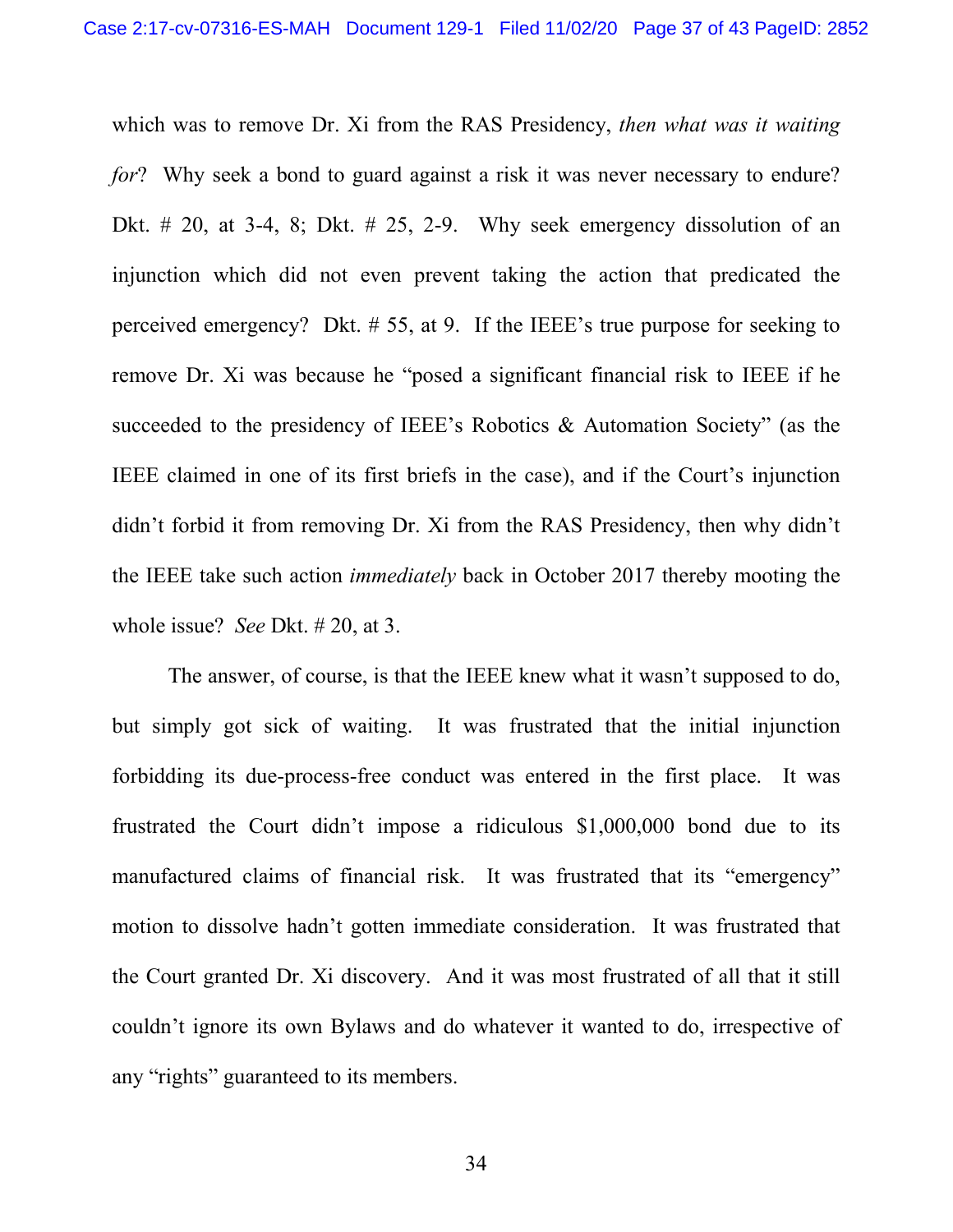which was to remove Dr. Xi from the RAS Presidency, *then what was it waiting for*? Why seek a bond to guard against a risk it was never necessary to endure? Dkt. # 20, at 3-4, 8; Dkt. # 25, 2-9. Why seek emergency dissolution of an injunction which did not even prevent taking the action that predicated the perceived emergency? Dkt. # 55, at 9. If the IEEE's true purpose for seeking to remove Dr. Xi was because he "posed a significant financial risk to IEEE if he succeeded to the presidency of IEEE's Robotics & Automation Society" (as the IEEE claimed in one of its first briefs in the case), and if the Court's injunction didn't forbid it from removing Dr. Xi from the RAS Presidency, then why didn't the IEEE take such action *immediately* back in October 2017 thereby mooting the whole issue? *See* Dkt. # 20, at 3.

The answer, of course, is that the IEEE knew what it wasn't supposed to do, but simply got sick of waiting. It was frustrated that the initial injunction forbidding its due-process-free conduct was entered in the first place. It was frustrated the Court didn't impose a ridiculous $1,000,000 bond due to its manufactured claims of financial risk. It was frustrated that its "emergency" motion to dissolve hadn't gotten immediate consideration. It was frustrated that the Court granted Dr. Xi discovery. And it was most frustrated of all that it still couldn't ignore its own Bylaws and do whatever it wanted to do, irrespective of any "rights" guaranteed to its members.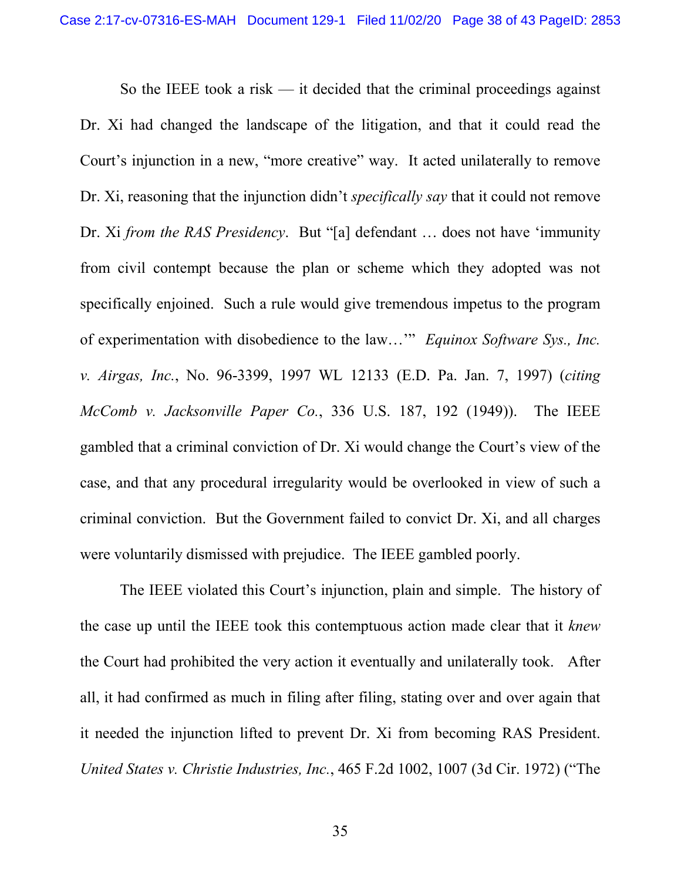So the IEEE took a risk — it decided that the criminal proceedings against Dr. Xi had changed the landscape of the litigation, and that it could read the Court's injunction in a new, "more creative" way. It acted unilaterally to remove Dr. Xi, reasoning that the injunction didn't *specifically say* that it could not remove Dr. Xi *from the RAS Presidency*. But "[a] defendant … does not have 'immunity from civil contempt because the plan or scheme which they adopted was not specifically enjoined. Such a rule would give tremendous impetus to the program of experimentation with disobedience to the law…'" *Equinox Software Sys., Inc. v. Airgas, Inc.*, No. 96-3399, 1997 WL 12133 (E.D. Pa. Jan. 7, 1997) (*citing McComb v. Jacksonville Paper Co.*, 336 U.S. 187, 192 (1949)). The IEEE gambled that a criminal conviction of Dr. Xi would change the Court's view of the case, and that any procedural irregularity would be overlooked in view of such a criminal conviction. But the Government failed to convict Dr. Xi, and all charges were voluntarily dismissed with prejudice. The IEEE gambled poorly.

The IEEE violated this Court's injunction, plain and simple. The history of the case up until the IEEE took this contemptuous action made clear that it *knew* the Court had prohibited the very action it eventually and unilaterally took. After all, it had confirmed as much in filing after filing, stating over and over again that it needed the injunction lifted to prevent Dr. Xi from becoming RAS President. *United States v. Christie Industries, Inc.*, 465 F.2d 1002, 1007 (3d Cir. 1972) ("The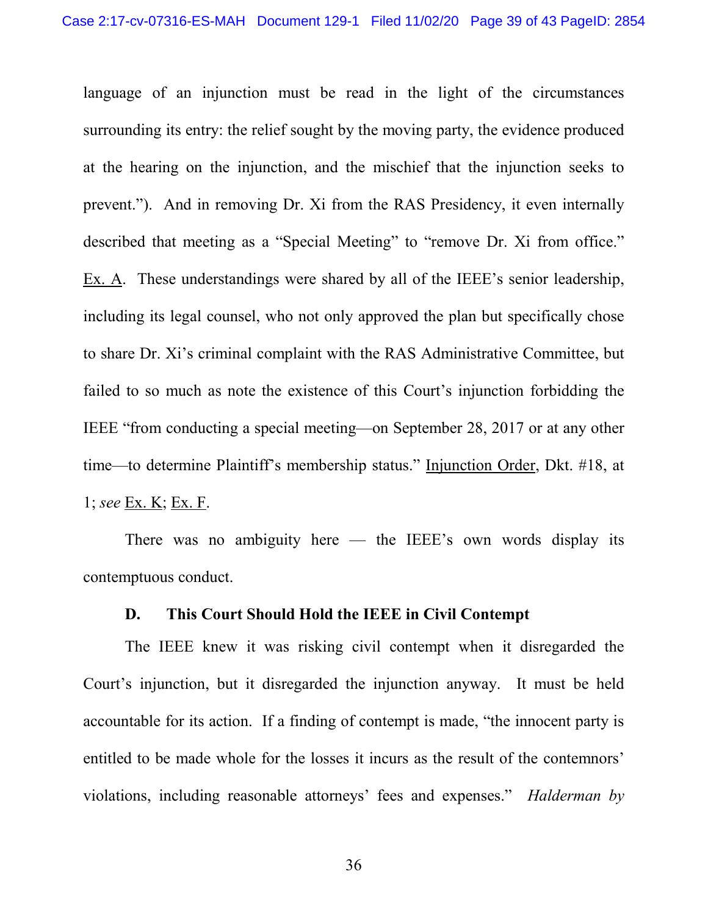language of an injunction must be read in the light of the circumstances surrounding its entry: the relief sought by the moving party, the evidence produced at the hearing on the injunction, and the mischief that the injunction seeks to prevent."). And in removing Dr. Xi from the RAS Presidency, it even internally described that meeting as a "Special Meeting" to "remove Dr. Xi from office." Ex. A. These understandings were shared by all of the IEEE's senior leadership, including its legal counsel, who not only approved the plan but specifically chose to share Dr. Xi's criminal complaint with the RAS Administrative Committee, but failed to so much as note the existence of this Court's injunction forbidding the IEEE "from conducting a special meeting—on September 28, 2017 or at any other time—to determine Plaintiff's membership status." Injunction Order, Dkt. #18, at 1; *see* Ex. K; Ex. F.

There was no ambiguity here — the IEEE's own words display its contemptuous conduct.

### D. This Court Should Hold the IEEE in Civil Contempt

The IEEE knew it was risking civil contempt when it disregarded the Court's injunction, but it disregarded the injunction anyway. It must be held accountable for its action. If a finding of contempt is made, "the innocent party is entitled to be made whole for the losses it incurs as the result of the contemnors' violations, including reasonable attorneys' fees and expenses." *Halderman by*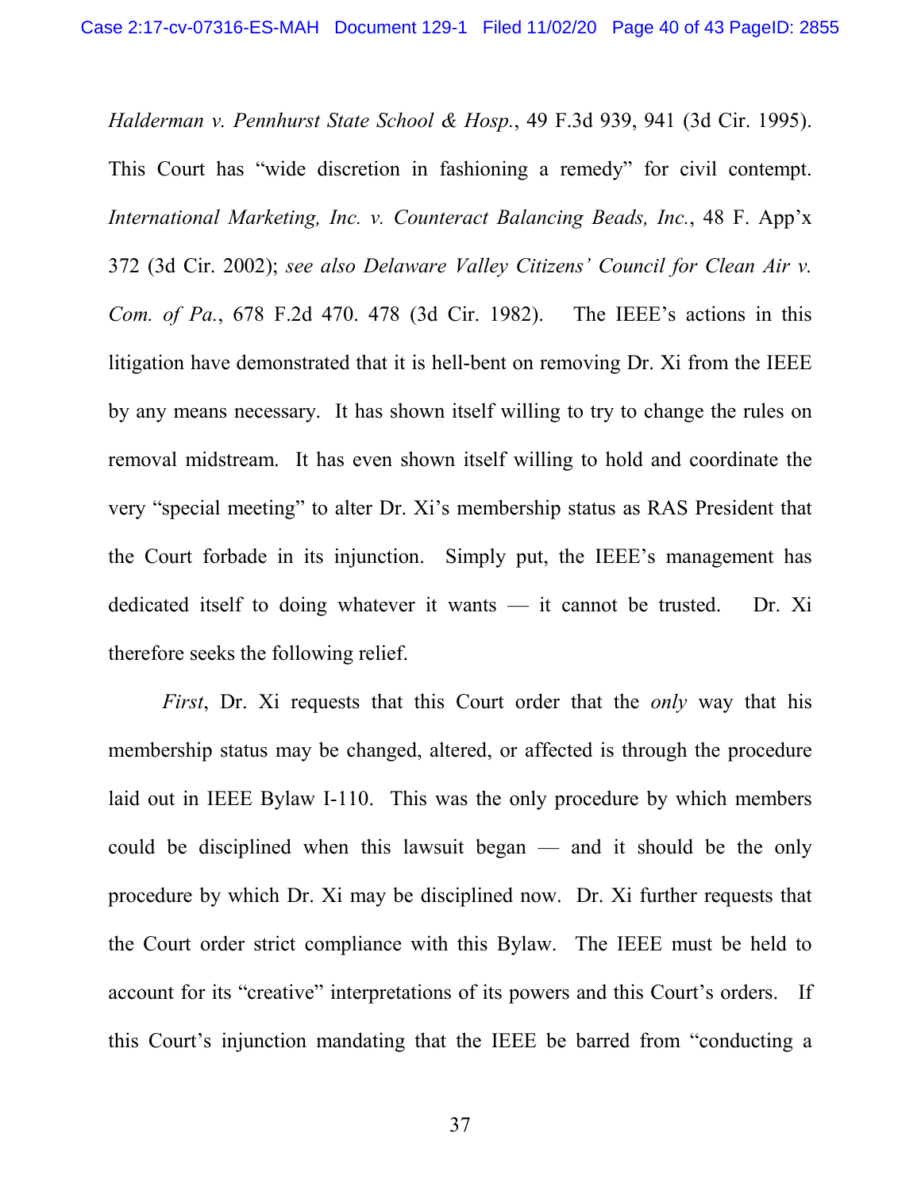*Halderman v. Pennhurst State School & Hosp.*, 49 F.3d 939, 941 (3d Cir. 1995). This Court has "wide discretion in fashioning a remedy" for civil contempt. *International Marketing, Inc. v. Counteract Balancing Beads, Inc.*, 48 F. App'x 372 (3d Cir. 2002); *see also Delaware Valley Citizens' Council for Clean Air v. Com. of Pa.*, 678 F.2d 470. 478 (3d Cir. 1982). The IEEE's actions in this litigation have demonstrated that it is hell-bent on removing Dr. Xi from the IEEE by any means necessary. It has shown itself willing to try to change the rules on removal midstream. It has even shown itself willing to hold and coordinate the very "special meeting" to alter Dr. Xi's membership status as RAS President that the Court forbade in its injunction. Simply put, the IEEE's management has dedicated itself to doing whatever it wants — it cannot be trusted. Dr. Xi therefore seeks the following relief.

*First*, Dr. Xi requests that this Court order that the *only* way that his membership status may be changed, altered, or affected is through the procedure laid out in IEEE Bylaw I-110. This was the only procedure by which members could be disciplined when this lawsuit began — and it should be the only procedure by which Dr. Xi may be disciplined now. Dr. Xi further requests that the Court order strict compliance with this Bylaw. The IEEE must be held to account for its "creative" interpretations of its powers and this Court's orders. If this Court's injunction mandating that the IEEE be barred from "conducting a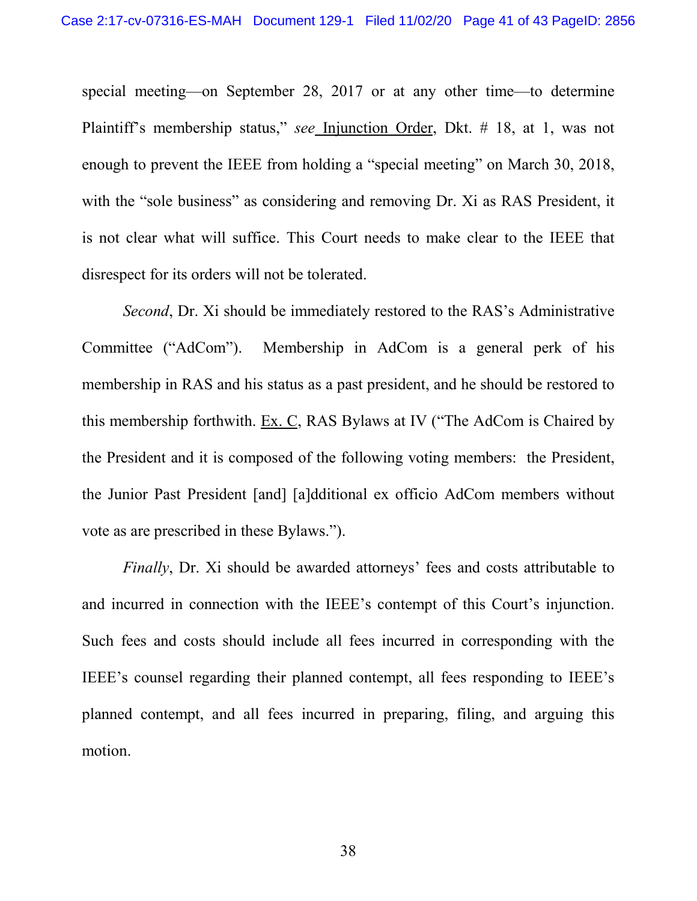special meeting—on September 28, 2017 or at any other time—to determine Plaintiff's membership status," *see* Injunction Order, Dkt. # 18, at 1, was not enough to prevent the IEEE from holding a "special meeting" on March 30, 2018, with the "sole business" as considering and removing Dr. Xi as RAS President, it is not clear what will suffice. This Court needs to make clear to the IEEE that disrespect for its orders will not be tolerated.

*Second*, Dr. Xi should be immediately restored to the RAS's Administrative Committee ("AdCom"). Membership in AdCom is a general perk of his membership in RAS and his status as a past president, and he should be restored to this membership forthwith. Ex. C, RAS Bylaws at IV ("The AdCom is Chaired by the President and it is composed of the following voting members: the President, the Junior Past President [and] [a]dditional ex officio AdCom members without vote as are prescribed in these Bylaws.").

*Finally*, Dr. Xi should be awarded attorneys' fees and costs attributable to and incurred in connection with the IEEE's contempt of this Court's injunction. Such fees and costs should include all fees incurred in corresponding with the IEEE's counsel regarding their planned contempt, all fees responding to IEEE's planned contempt, and all fees incurred in preparing, filing, and arguing this motion.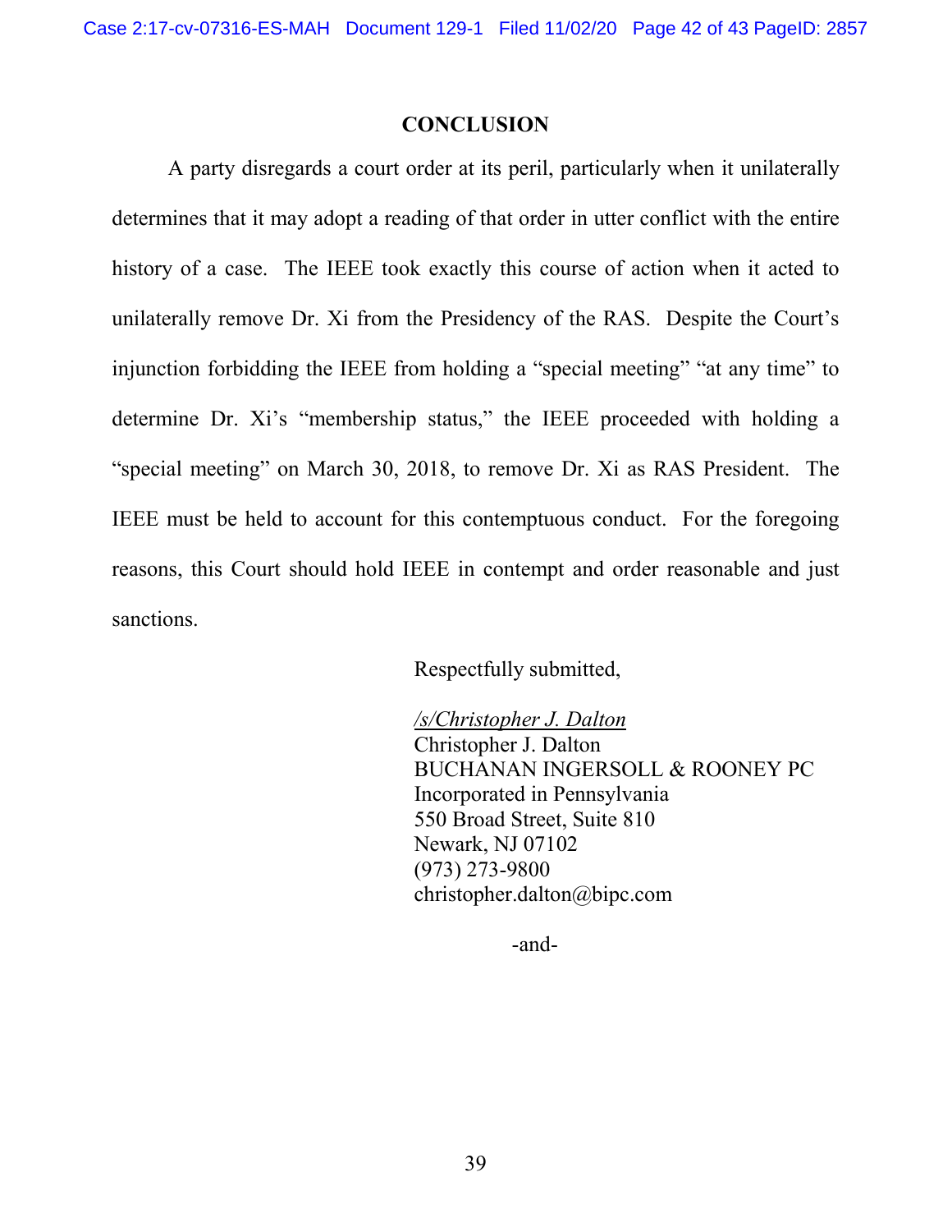## CONCLUSION

A party disregards a court order at its peril, particularly when it unilaterally determines that it may adopt a reading of that order in utter conflict with the entire history of a case. The IEEE took exactly this course of action when it acted to unilaterally remove Dr. Xi from the Presidency of the RAS. Despite the Court's injunction forbidding the IEEE from holding a "special meeting" "at any time" to determine Dr. Xi's "membership status," the IEEE proceeded with holding a "special meeting" on March 30, 2018, to remove Dr. Xi as RAS President. The IEEE must be held to account for this contemptuous conduct. For the foregoing reasons, this Court should hold IEEE in contempt and order reasonable and just sanctions.

Respectfully submitted,

*/s/Christopher J. Dalton*
Christopher J. Dalton
BUCHANAN INGERSOLL & ROONEY PC
Incorporated in Pennsylvania
550 Broad Street, Suite 810
Newark, NJ 07102
(973) 273-9800
christopher.dalton@bipc.com

-and-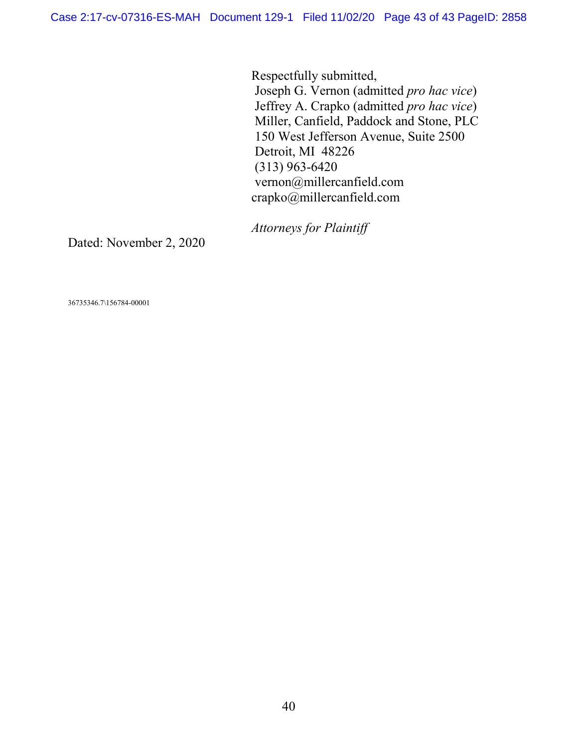Respectfully submitted,
Joseph G. Vernon (admitted *pro hac vice*)
Jeffrey A. Crapko (admitted *pro hac vice*)
Miller, Canfield, Paddock and Stone, PLC
150 West Jefferson Avenue, Suite 2500
Detroit, MI 48226
(313) 963-6420
vernon@millercanfield.com
crapko@millercanfield.com

*Attorneys for Plaintiff*

Dated: November 2, 2020

36735346.7\156784-00001